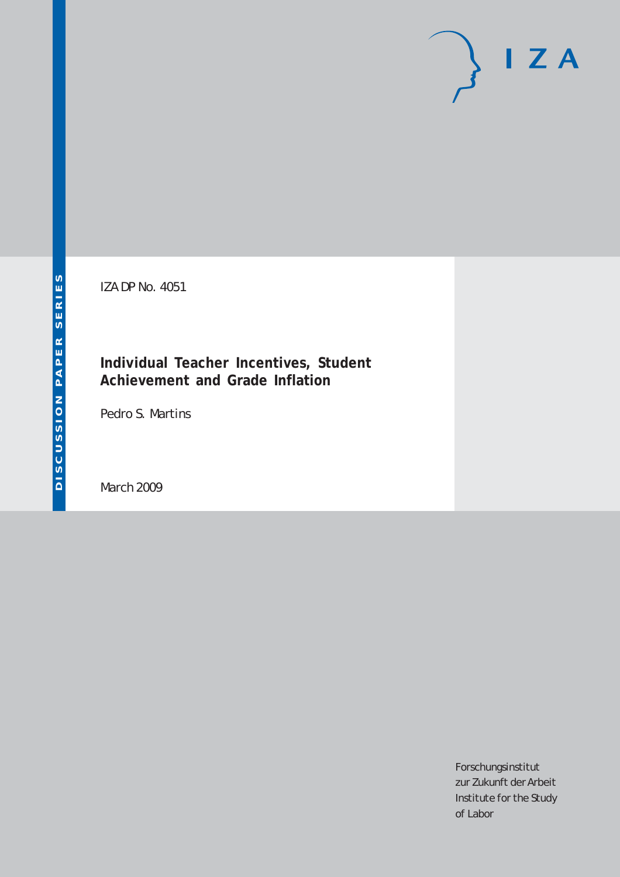DISCUSSION PAPER SERIES

IZA

IZA DP No. 4051

# Individual Teacher Incentives, Student Achievement and Grade Inflation

Pedro S. Martins

March 2009

Forschungsinstitut
zur Zukunft der Arbeit
Institute for the Study
of Labor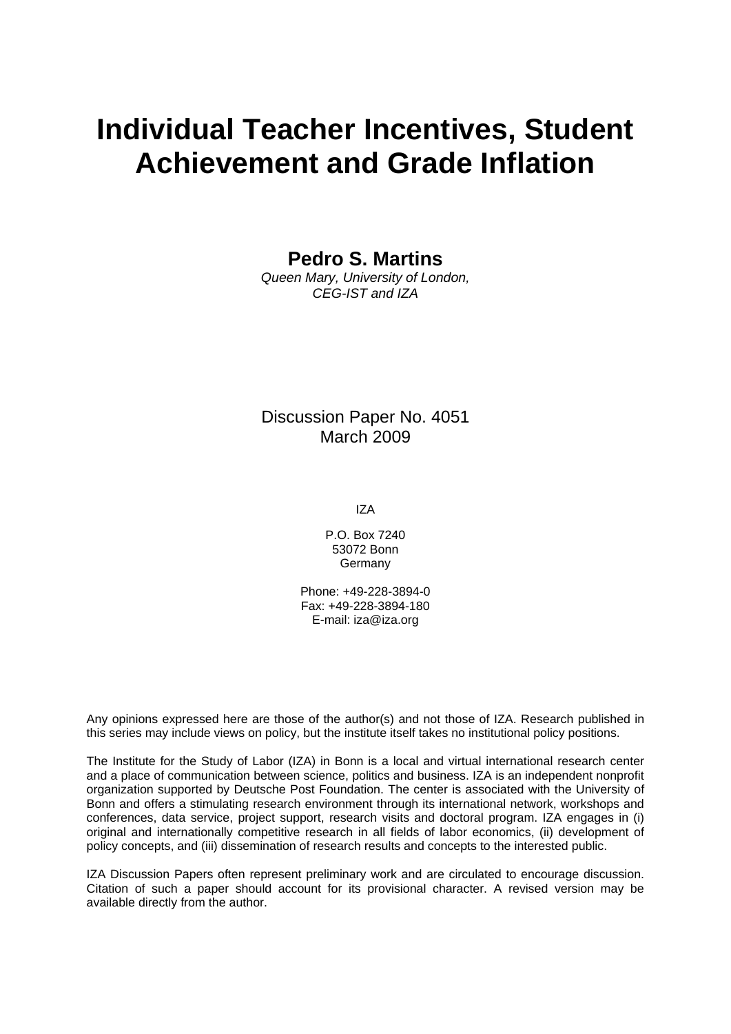# Individual Teacher Incentives, Student Achievement and Grade Inflation

**Pedro S. Martins**

*Queen Mary, University of London,*
*CEG-IST and IZA*

Discussion Paper No. 4051
March 2009

IZA

P.O. Box 7240
53072 Bonn
Germany

Phone: +49-228-3894-0
Fax: +49-228-3894-180
E-mail: iza@iza.org

Any opinions expressed here are those of the author(s) and not those of IZA. Research published in this series may include views on policy, but the institute itself takes no institutional policy positions.

The Institute for the Study of Labor (IZA) in Bonn is a local and virtual international research center and a place of communication between science, politics and business. IZA is an independent nonprofit organization supported by Deutsche Post Foundation. The center is associated with the University of Bonn and offers a stimulating research environment through its international network, workshops and conferences, data service, project support, research visits and doctoral program. IZA engages in (i) original and internationally competitive research in all fields of labor economics, (ii) development of policy concepts, and (iii) dissemination of research results and concepts to the interested public.

IZA Discussion Papers often represent preliminary work and are circulated to encourage discussion. Citation of such a paper should account for its provisional character. A revised version may be available directly from the author.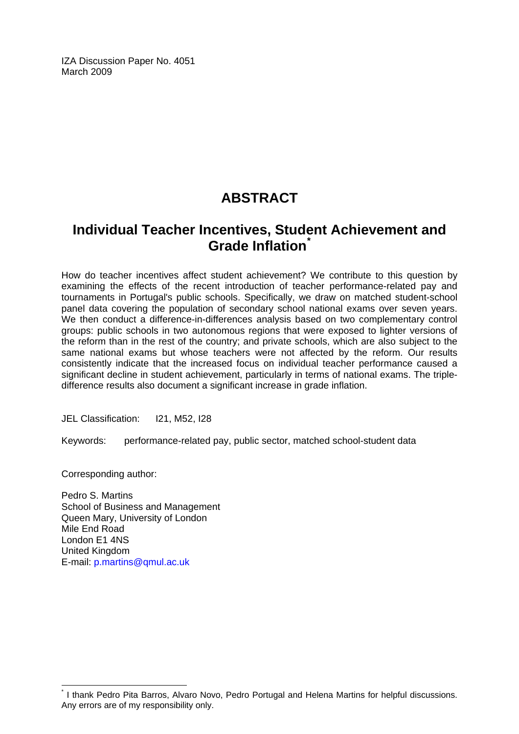IZA Discussion Paper No. 4051
March 2009

# ABSTRACT

## Individual Teacher Incentives, Student Achievement and Grade Inflation*

How do teacher incentives affect student achievement? We contribute to this question by examining the effects of the recent introduction of teacher performance-related pay and tournaments in Portugal's public schools. Specifically, we draw on matched student-school panel data covering the population of secondary school national exams over seven years. We then conduct a difference-in-differences analysis based on two complementary control groups: public schools in two autonomous regions that were exposed to lighter versions of the reform than in the rest of the country; and private schools, which are also subject to the same national exams but whose teachers were not affected by the reform. Our results consistently indicate that the increased focus on individual teacher performance caused a significant decline in student achievement, particularly in terms of national exams. The triple-difference results also document a significant increase in grade inflation.

JEL Classification: I21, M52, I28

Keywords: performance-related pay, public sector, matched school-student data

Corresponding author:

Pedro S. Martins
School of Business and Management
Queen Mary, University of London
Mile End Road
London E1 4NS
United Kingdom
E-mail: p.martins@qmul.ac.uk

* I thank Pedro Pita Barros, Alvaro Novo, Pedro Portugal and Helena Martins for helpful discussions. Any errors are of my responsibility only.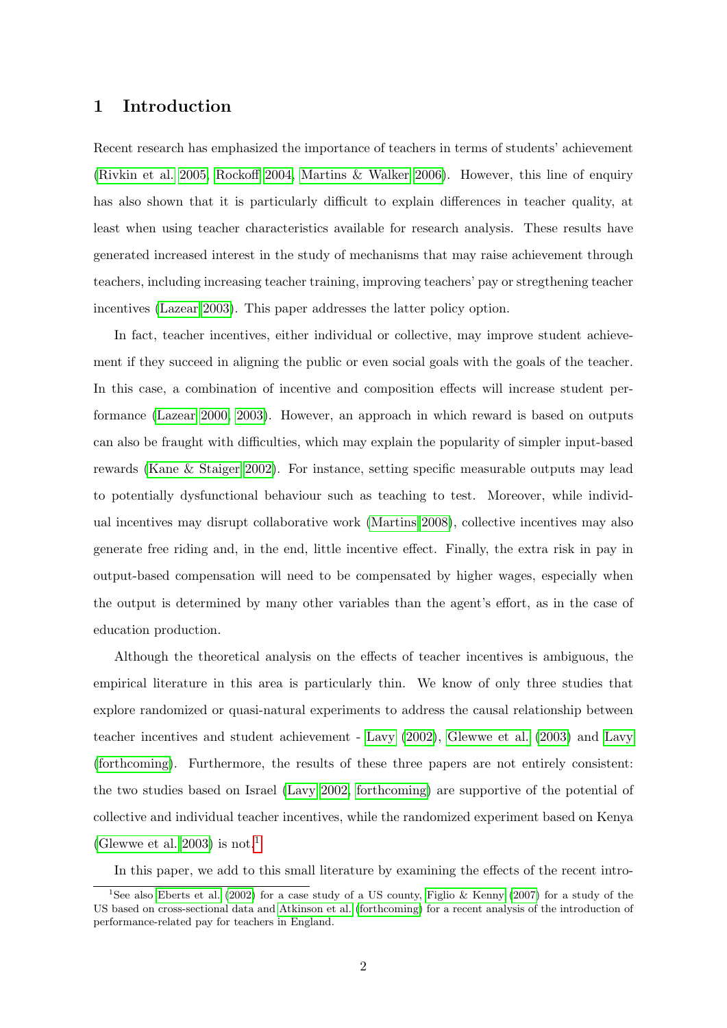# 1 Introduction

Recent research has emphasized the importance of teachers in terms of students' achievement (Rivkin et al. 2005, Rockoff 2004, Martins & Walker 2006). However, this line of enquiry has also shown that it is particularly difficult to explain differences in teacher quality, at least when using teacher characteristics available for research analysis. These results have generated increased interest in the study of mechanisms that may raise achievement through teachers, including increasing teacher training, improving teachers' pay or stregthening teacher incentives (Lazear 2003). This paper addresses the latter policy option.

In fact, teacher incentives, either individual or collective, may improve student achievement if they succeed in aligning the public or even social goals with the goals of the teacher. In this case, a combination of incentive and composition effects will increase student performance (Lazear 2000, 2003). However, an approach in which reward is based on outputs can also be fraught with difficulties, which may explain the popularity of simpler input-based rewards (Kane & Staiger 2002). For instance, setting specific measurable outputs may lead to potentially dysfunctional behaviour such as teaching to test. Moreover, while individual incentives may disrupt collaborative work (Martins 2008), collective incentives may also generate free riding and, in the end, little incentive effect. Finally, the extra risk in pay in output-based compensation will need to be compensated by higher wages, especially when the output is determined by many other variables than the agent's effort, as in the case of education production.

Although the theoretical analysis on the effects of teacher incentives is ambiguous, the empirical literature in this area is particularly thin. We know of only three studies that explore randomized or quasi-natural experiments to address the causal relationship between teacher incentives and student achievement - Lavy (2002), Glewwe et al. (2003) and Lavy (forthcoming). Furthermore, the results of these three papers are not entirely consistent: the two studies based on Israel (Lavy 2002, forthcoming) are supportive of the potential of collective and individual teacher incentives, while the randomized experiment based on Kenya (Glewwe et al. 2003) is not.[1]

In this paper, we add to this small literature by examining the effects of the recent intro-

[1] See also Eberts et al. (2002) for a case study of a US county, Figlio & Kenny (2007) for a study of the US based on cross-sectional data and Atkinson et al. (forthcoming) for a recent analysis of the introduction of performance-related pay for teachers in England.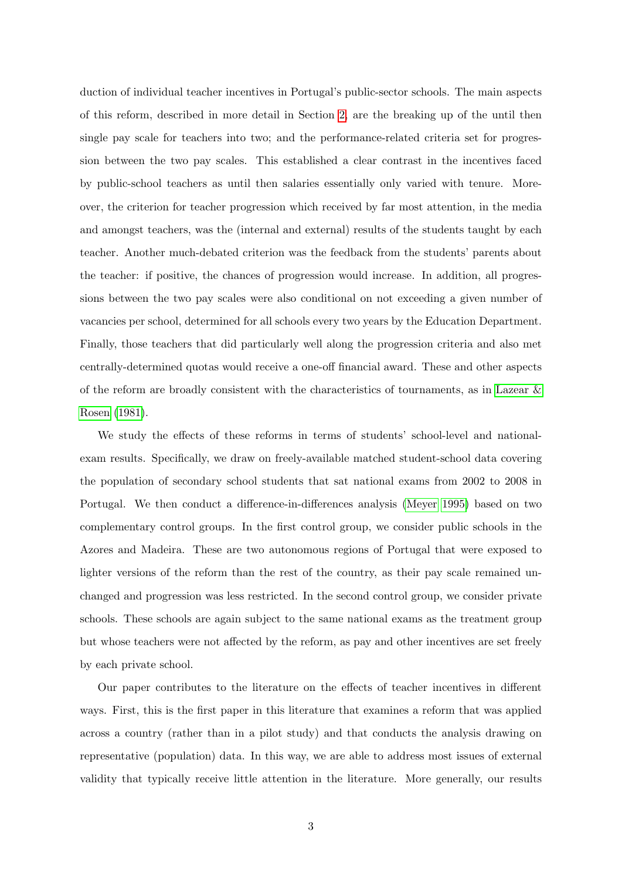duction of individual teacher incentives in Portugal's public-sector schools. The main aspects of this reform, described in more detail in Section 2, are the breaking up of the until then single pay scale for teachers into two; and the performance-related criteria set for progression between the two pay scales. This established a clear contrast in the incentives faced by public-school teachers as until then salaries essentially only varied with tenure. Moreover, the criterion for teacher progression which received by far most attention, in the media and amongst teachers, was the (internal and external) results of the students taught by each teacher. Another much-debated criterion was the feedback from the students' parents about the teacher: if positive, the chances of progression would increase. In addition, all progressions between the two pay scales were also conditional on not exceeding a given number of vacancies per school, determined for all schools every two years by the Education Department. Finally, those teachers that did particularly well along the progression criteria and also met centrally-determined quotas would receive a one-off financial award. These and other aspects of the reform are broadly consistent with the characteristics of tournaments, as in Lazear & Rosen (1981).

We study the effects of these reforms in terms of students' school-level and national-exam results. Specifically, we draw on freely-available matched student-school data covering the population of secondary school students that sat national exams from 2002 to 2008 in Portugal. We then conduct a difference-in-differences analysis (Meyer 1995) based on two complementary control groups. In the first control group, we consider public schools in the Azores and Madeira. These are two autonomous regions of Portugal that were exposed to lighter versions of the reform than the rest of the country, as their pay scale remained unchanged and progression was less restricted. In the second control group, we consider private schools. These schools are again subject to the same national exams as the treatment group but whose teachers were not affected by the reform, as pay and other incentives are set freely by each private school.

Our paper contributes to the literature on the effects of teacher incentives in different ways. First, this is the first paper in this literature that examines a reform that was applied across a country (rather than in a pilot study) and that conducts the analysis drawing on representative (population) data. In this way, we are able to address most issues of external validity that typically receive little attention in the literature. More generally, our results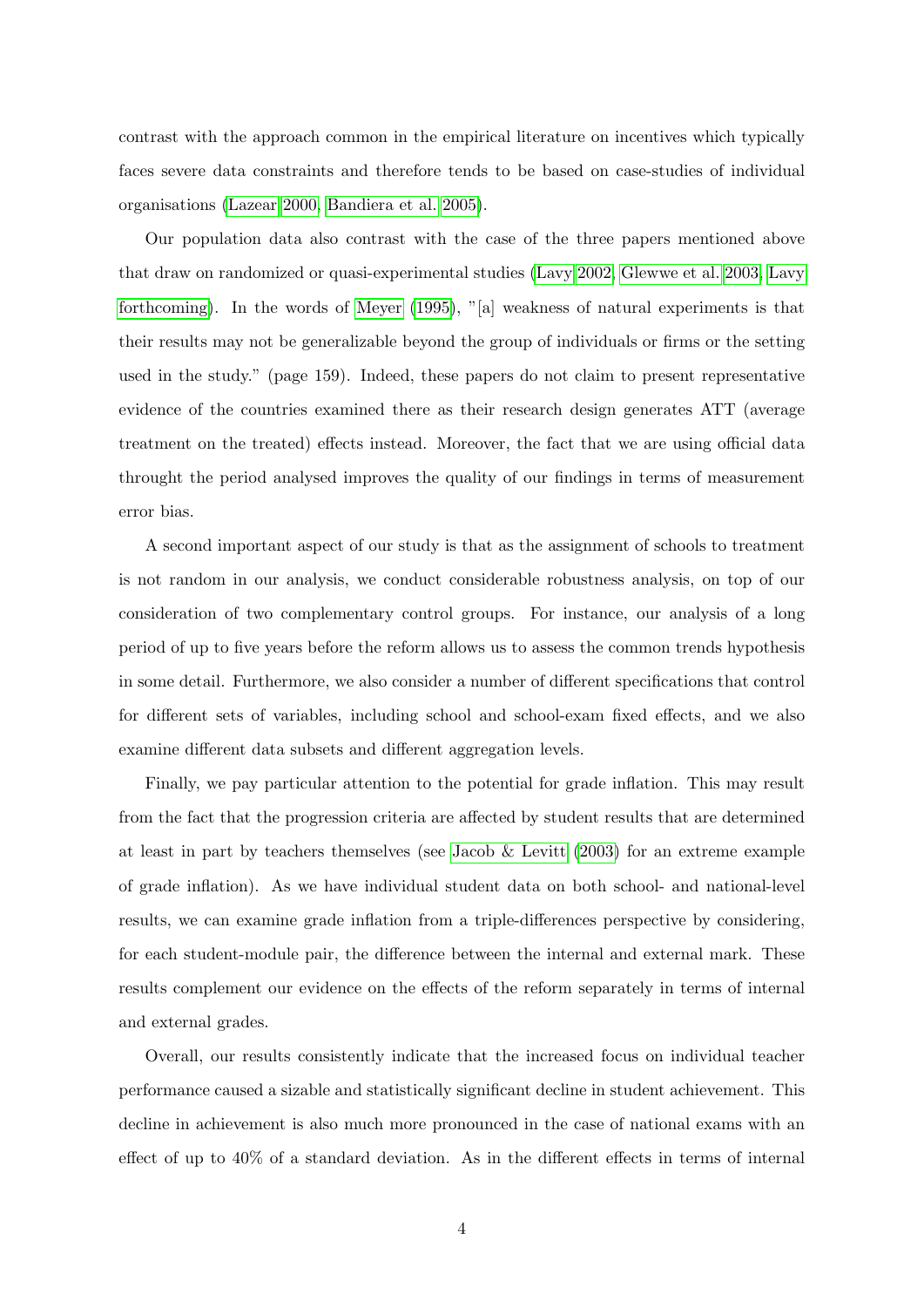contrast with the approach common in the empirical literature on incentives which typically faces severe data constraints and therefore tends to be based on case-studies of individual organisations (Lazear 2000, Bandiera et al. 2005).

Our population data also contrast with the case of the three papers mentioned above that draw on randomized or quasi-experimental studies (Lavy 2002, Glewwe et al. 2003, Lavy forthcoming). In the words of Meyer (1995), "[a] weakness of natural experiments is that their results may not be generalizable beyond the group of individuals or firms or the setting used in the study." (page 159). Indeed, these papers do not claim to present representative evidence of the countries examined there as their research design generates ATT (average treatment on the treated) effects instead. Moreover, the fact that we are using official data throught the period analysed improves the quality of our findings in terms of measurement error bias.

A second important aspect of our study is that as the assignment of schools to treatment is not random in our analysis, we conduct considerable robustness analysis, on top of our consideration of two complementary control groups. For instance, our analysis of a long period of up to five years before the reform allows us to assess the common trends hypothesis in some detail. Furthermore, we also consider a number of different specifications that control for different sets of variables, including school and school-exam fixed effects, and we also examine different data subsets and different aggregation levels.

Finally, we pay particular attention to the potential for grade inflation. This may result from the fact that the progression criteria are affected by student results that are determined at least in part by teachers themselves (see Jacob & Levitt (2003) for an extreme example of grade inflation). As we have individual student data on both school- and national-level results, we can examine grade inflation from a triple-differences perspective by considering, for each student-module pair, the difference between the internal and external mark. These results complement our evidence on the effects of the reform separately in terms of internal and external grades.

Overall, our results consistently indicate that the increased focus on individual teacher performance caused a sizable and statistically significant decline in student achievement. This decline in achievement is also much more pronounced in the case of national exams with an effect of up to 40% of a standard deviation. As in the different effects in terms of internal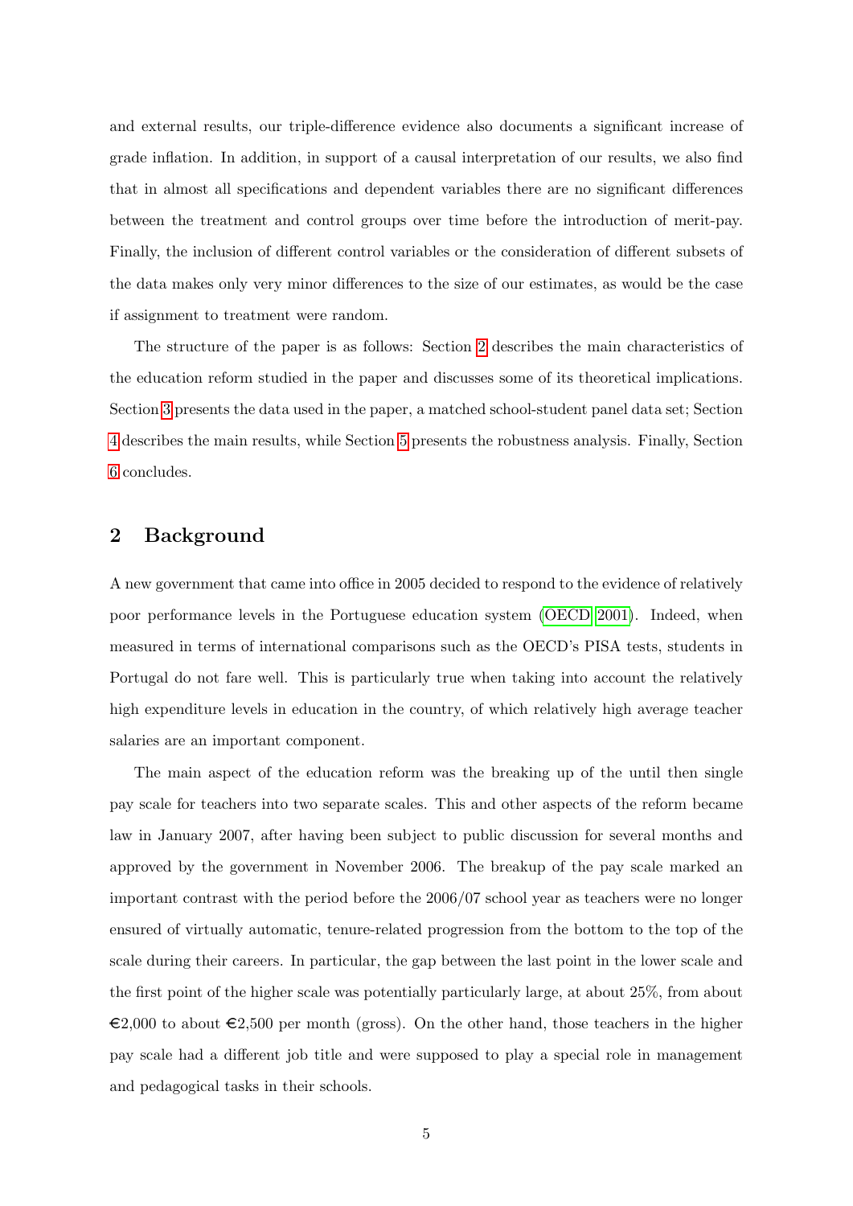and external results, our triple-difference evidence also documents a significant increase of grade inflation. In addition, in support of a causal interpretation of our results, we also find that in almost all specifications and dependent variables there are no significant differences between the treatment and control groups over time before the introduction of merit-pay. Finally, the inclusion of different control variables or the consideration of different subsets of the data makes only very minor differences to the size of our estimates, as would be the case if assignment to treatment were random.

The structure of the paper is as follows: Section 2 describes the main characteristics of the education reform studied in the paper and discusses some of its theoretical implications. Section 3 presents the data used in the paper, a matched school-student panel data set; Section 4 describes the main results, while Section 5 presents the robustness analysis. Finally, Section 6 concludes.

## 2 Background

A new government that came into office in 2005 decided to respond to the evidence of relatively poor performance levels in the Portuguese education system (OECD 2001). Indeed, when measured in terms of international comparisons such as the OECD's PISA tests, students in Portugal do not fare well. This is particularly true when taking into account the relatively high expenditure levels in education in the country, of which relatively high average teacher salaries are an important component.

The main aspect of the education reform was the breaking up of the until then single pay scale for teachers into two separate scales. This and other aspects of the reform became law in January 2007, after having been subject to public discussion for several months and approved by the government in November 2006. The breakup of the pay scale marked an important contrast with the period before the 2006/07 school year as teachers were no longer ensured of virtually automatic, tenure-related progression from the bottom to the top of the scale during their careers. In particular, the gap between the last point in the lower scale and the first point of the higher scale was potentially particularly large, at about 25%, from about €2,000 to about €2,500 per month (gross). On the other hand, those teachers in the higher pay scale had a different job title and were supposed to play a special role in management and pedagogical tasks in their schools.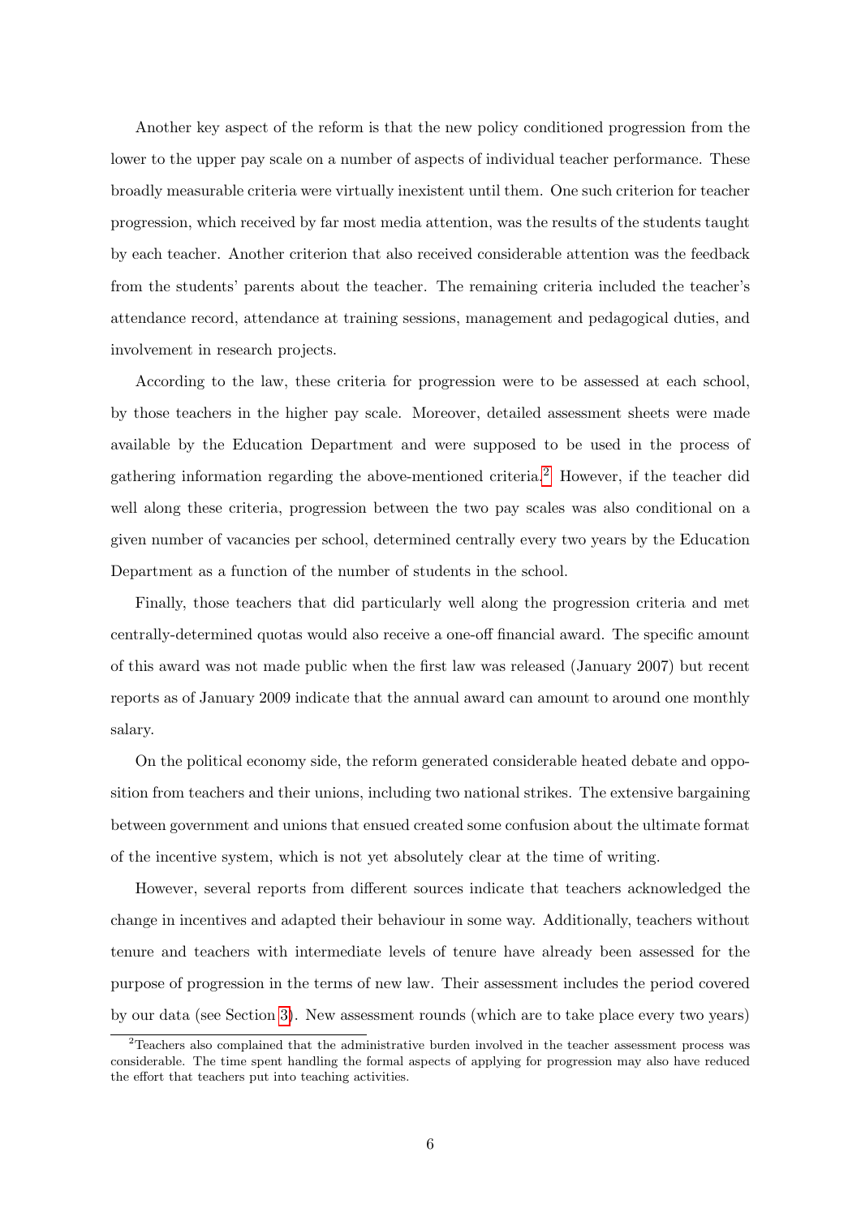Another key aspect of the reform is that the new policy conditioned progression from the lower to the upper pay scale on a number of aspects of individual teacher performance. These broadly measurable criteria were virtually inexistent until them. One such criterion for teacher progression, which received by far most media attention, was the results of the students taught by each teacher. Another criterion that also received considerable attention was the feedback from the students' parents about the teacher. The remaining criteria included the teacher's attendance record, attendance at training sessions, management and pedagogical duties, and involvement in research projects.

According to the law, these criteria for progression were to be assessed at each school, by those teachers in the higher pay scale. Moreover, detailed assessment sheets were made available by the Education Department and were supposed to be used in the process of gathering information regarding the above-mentioned criteria.[2] However, if the teacher did well along these criteria, progression between the two pay scales was also conditional on a given number of vacancies per school, determined centrally every two years by the Education Department as a function of the number of students in the school.

Finally, those teachers that did particularly well along the progression criteria and met centrally-determined quotas would also receive a one-off financial award. The specific amount of this award was not made public when the first law was released (January 2007) but recent reports as of January 2009 indicate that the annual award can amount to around one monthly salary.

On the political economy side, the reform generated considerable heated debate and opposition from teachers and their unions, including two national strikes. The extensive bargaining between government and unions that ensued created some confusion about the ultimate format of the incentive system, which is not yet absolutely clear at the time of writing.

However, several reports from different sources indicate that teachers acknowledged the change in incentives and adapted their behaviour in some way. Additionally, teachers without tenure and teachers with intermediate levels of tenure have already been assessed for the purpose of progression in the terms of new law. Their assessment includes the period covered by our data (see Section 3). New assessment rounds (which are to take place every two years)

[2] Teachers also complained that the administrative burden involved in the teacher assessment process was considerable. The time spent handling the formal aspects of applying for progression may also have reduced the effort that teachers put into teaching activities.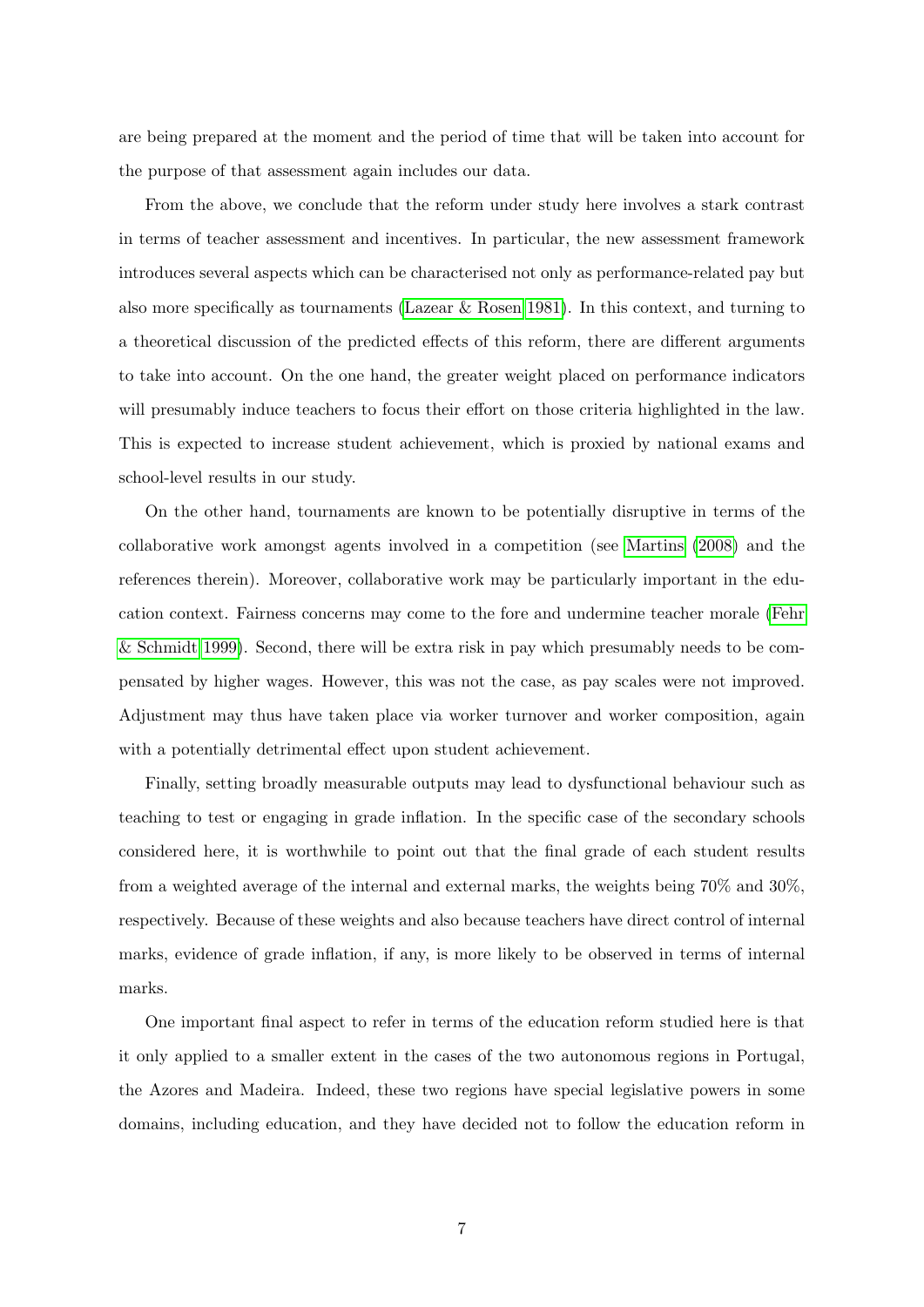are being prepared at the moment and the period of time that will be taken into account for the purpose of that assessment again includes our data.

From the above, we conclude that the reform under study here involves a stark contrast in terms of teacher assessment and incentives. In particular, the new assessment framework introduces several aspects which can be characterised not only as performance-related pay but also more specifically as tournaments (Lazear & Rosen 1981). In this context, and turning to a theoretical discussion of the predicted effects of this reform, there are different arguments to take into account. On the one hand, the greater weight placed on performance indicators will presumably induce teachers to focus their effort on those criteria highlighted in the law. This is expected to increase student achievement, which is proxied by national exams and school-level results in our study.

On the other hand, tournaments are known to be potentially disruptive in terms of the collaborative work amongst agents involved in a competition (see Martins (2008) and the references therein). Moreover, collaborative work may be particularly important in the education context. Fairness concerns may come to the fore and undermine teacher morale (Fehr & Schmidt 1999). Second, there will be extra risk in pay which presumably needs to be compensated by higher wages. However, this was not the case, as pay scales were not improved. Adjustment may thus have taken place via worker turnover and worker composition, again with a potentially detrimental effect upon student achievement.

Finally, setting broadly measurable outputs may lead to dysfunctional behaviour such as teaching to test or engaging in grade inflation. In the specific case of the secondary schools considered here, it is worthwhile to point out that the final grade of each student results from a weighted average of the internal and external marks, the weights being 70% and 30%, respectively. Because of these weights and also because teachers have direct control of internal marks, evidence of grade inflation, if any, is more likely to be observed in terms of internal marks.

One important final aspect to refer in terms of the education reform studied here is that it only applied to a smaller extent in the cases of the two autonomous regions in Portugal, the Azores and Madeira. Indeed, these two regions have special legislative powers in some domains, including education, and they have decided not to follow the education reform in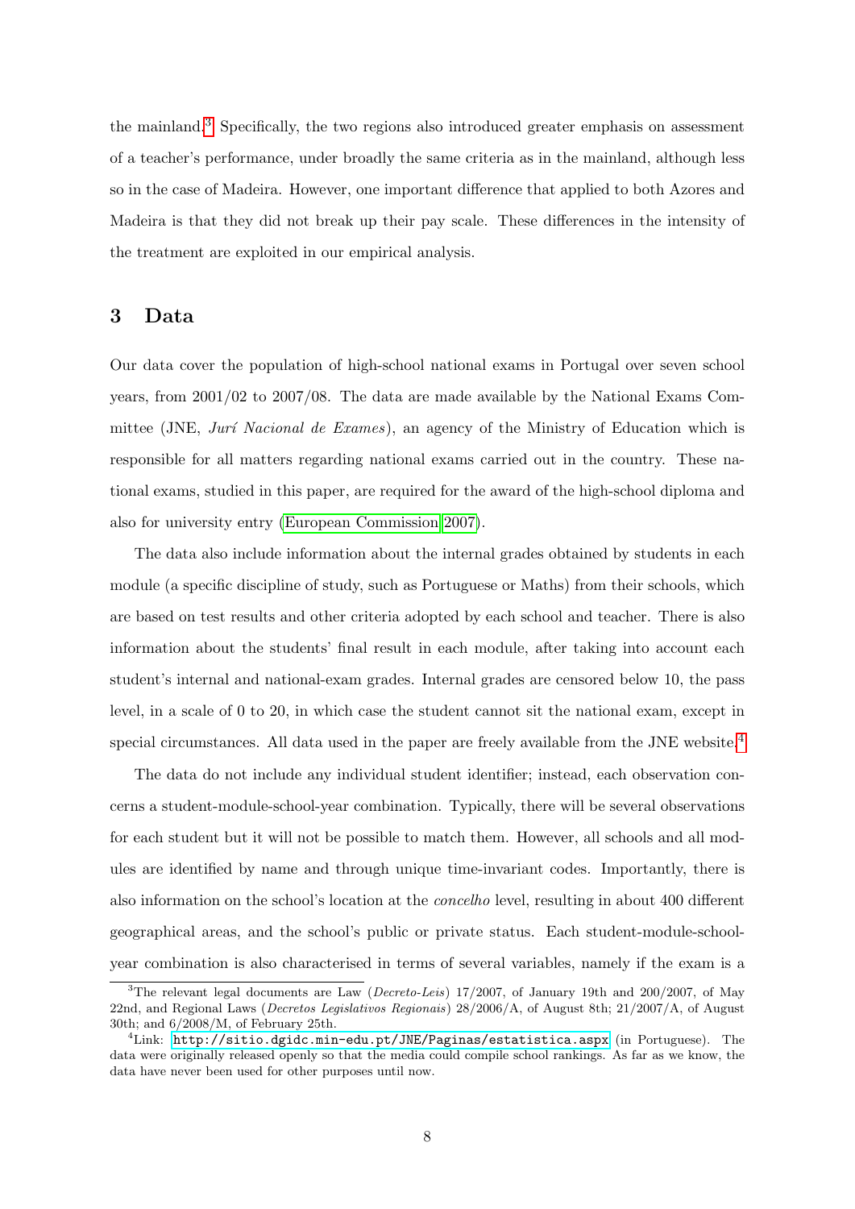the mainland.[3] Specifically, the two regions also introduced greater emphasis on assessment of a teacher's performance, under broadly the same criteria as in the mainland, although less so in the case of Madeira. However, one important difference that applied to both Azores and Madeira is that they did not break up their pay scale. These differences in the intensity of the treatment are exploited in our empirical analysis.

## 3 Data

Our data cover the population of high-school national exams in Portugal over seven school years, from 2001/02 to 2007/08. The data are made available by the National Exams Committee (JNE, *Jurí Nacional de Exames*), an agency of the Ministry of Education which is responsible for all matters regarding national exams carried out in the country. These national exams, studied in this paper, are required for the award of the high-school diploma and also for university entry (European Commission 2007).

The data also include information about the internal grades obtained by students in each module (a specific discipline of study, such as Portuguese or Maths) from their schools, which are based on test results and other criteria adopted by each school and teacher. There is also information about the students' final result in each module, after taking into account each student's internal and national-exam grades. Internal grades are censored below 10, the pass level, in a scale of 0 to 20, in which case the student cannot sit the national exam, except in special circumstances. All data used in the paper are freely available from the JNE website.[4]

The data do not include any individual student identifier; instead, each observation concerns a student-module-school-year combination. Typically, there will be several observations for each student but it will not be possible to match them. However, all schools and all modules are identified by name and through unique time-invariant codes. Importantly, there is also information on the school's location at the *concelho* level, resulting in about 400 different geographical areas, and the school's public or private status. Each student-module-school-year combination is also characterised in terms of several variables, namely if the exam is a

[3] The relevant legal documents are Law (*Decreto-Leis*) 17/2007, of January 19th and 200/2007, of May 22nd, and Regional Laws (*Decretos Legislativos Regionais*) 28/2006/A, of August 8th; 21/2007/A, of August 30th; and 6/2008/M, of February 25th.

[4] Link: `http://sitio.dgidc.min-edu.pt/JNE/Paginas/estatistica.aspx` (in Portuguese). The data were originally released openly so that the media could compile school rankings. As far as we know, the data have never been used for other purposes until now.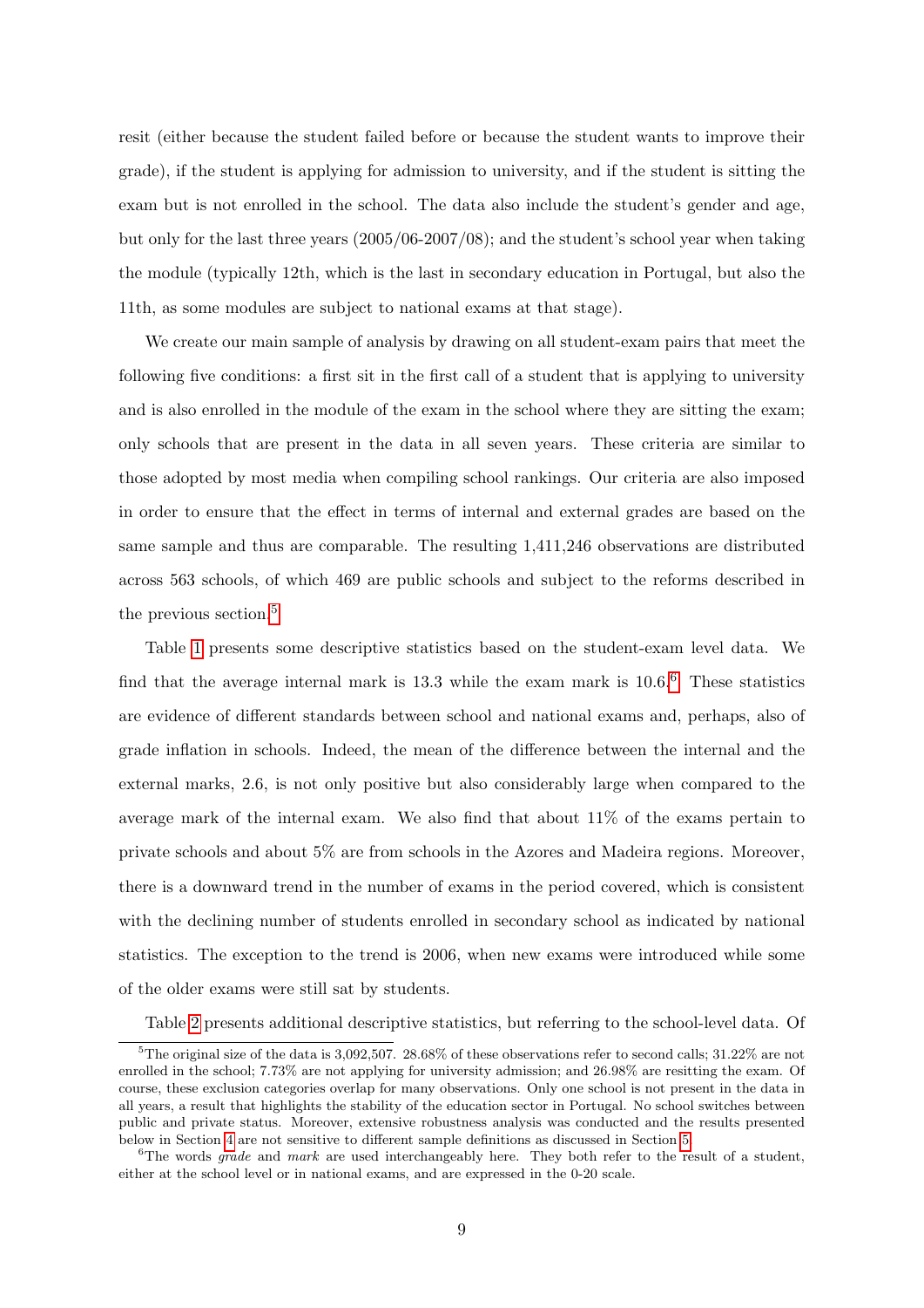resit (either because the student failed before or because the student wants to improve their grade), if the student is applying for admission to university, and if the student is sitting the exam but is not enrolled in the school. The data also include the student's gender and age, but only for the last three years (2005/06-2007/08); and the student's school year when taking the module (typically 12th, which is the last in secondary education in Portugal, but also the 11th, as some modules are subject to national exams at that stage).

We create our main sample of analysis by drawing on all student-exam pairs that meet the following five conditions: a first sit in the first call of a student that is applying to university and is also enrolled in the module of the exam in the school where they are sitting the exam; only schools that are present in the data in all seven years. These criteria are similar to those adopted by most media when compiling school rankings. Our criteria are also imposed in order to ensure that the effect in terms of internal and external grades are based on the same sample and thus are comparable. The resulting 1,411,246 observations are distributed across 563 schools, of which 469 are public schools and subject to the reforms described in the previous section.[5]

Table 1 presents some descriptive statistics based on the student-exam level data. We find that the average internal mark is 13.3 while the exam mark is 10.6.[6] These statistics are evidence of different standards between school and national exams and, perhaps, also of grade inflation in schools. Indeed, the mean of the difference between the internal and the external marks, 2.6, is not only positive but also considerably large when compared to the average mark of the internal exam. We also find that about 11% of the exams pertain to private schools and about 5% are from schools in the Azores and Madeira regions. Moreover, there is a downward trend in the number of exams in the period covered, which is consistent with the declining number of students enrolled in secondary school as indicated by national statistics. The exception to the trend is 2006, when new exams were introduced while some of the older exams were still sat by students.

Table 2 presents additional descriptive statistics, but referring to the school-level data. Of

[5] The original size of the data is 3,092,507. 28.68% of these observations refer to second calls; 31.22% are not enrolled in the school; 7.73% are not applying for university admission; and 26.98% are resitting the exam. Of course, these exclusion categories overlap for many observations. Only one school is not present in the data in all years, a result that highlights the stability of the education sector in Portugal. No school switches between public and private status. Moreover, extensive robustness analysis was conducted and the results presented below in Section 4 are not sensitive to different sample definitions as discussed in Section 5.

[6] The words *grade* and *mark* are used interchangeably here. They both refer to the result of a student, either at the school level or in national exams, and are expressed in the 0-20 scale.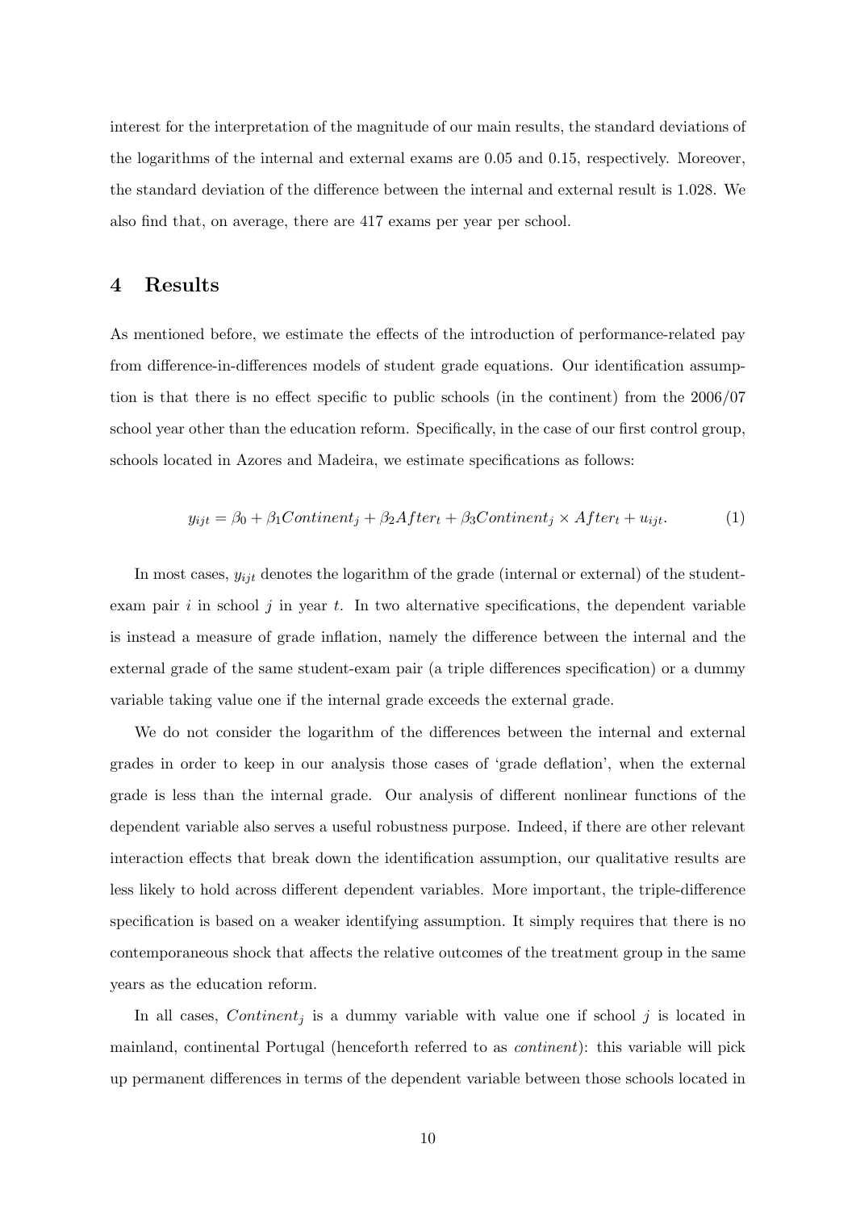interest for the interpretation of the magnitude of our main results, the standard deviations of the logarithms of the internal and external exams are 0.05 and 0.15, respectively. Moreover, the standard deviation of the difference between the internal and external result is 1.028. We also find that, on average, there are 417 exams per year per school.

## 4 Results

As mentioned before, we estimate the effects of the introduction of performance-related pay from difference-in-differences models of student grade equations. Our identification assumption is that there is no effect specific to public schools (in the continent) from the 2006/07 school year other than the education reform. Specifically, in the case of our first control group, schools located in Azores and Madeira, we estimate specifications as follows:

$$y_{ijt} = \beta_0 + \beta_1 Continent_j + \beta_2 After_t + \beta_3 Continent_j \times After_t + u_{ijt}. \qquad (1)$$

In most cases, $y_{ijt}$ denotes the logarithm of the grade (internal or external) of the student-exam pair $i$ in school $j$ in year $t$. In two alternative specifications, the dependent variable is instead a measure of grade inflation, namely the difference between the internal and the external grade of the same student-exam pair (a triple differences specification) or a dummy variable taking value one if the internal grade exceeds the external grade.

We do not consider the logarithm of the differences between the internal and external grades in order to keep in our analysis those cases of 'grade deflation', when the external grade is less than the internal grade. Our analysis of different nonlinear functions of the dependent variable also serves a useful robustness purpose. Indeed, if there are other relevant interaction effects that break down the identification assumption, our qualitative results are less likely to hold across different dependent variables. More important, the triple-difference specification is based on a weaker identifying assumption. It simply requires that there is no contemporaneous shock that affects the relative outcomes of the treatment group in the same years as the education reform.

In all cases, $Continent_j$ is a dummy variable with value one if school $j$ is located in mainland, continental Portugal (henceforth referred to as *continent*): this variable will pick up permanent differences in terms of the dependent variable between those schools located in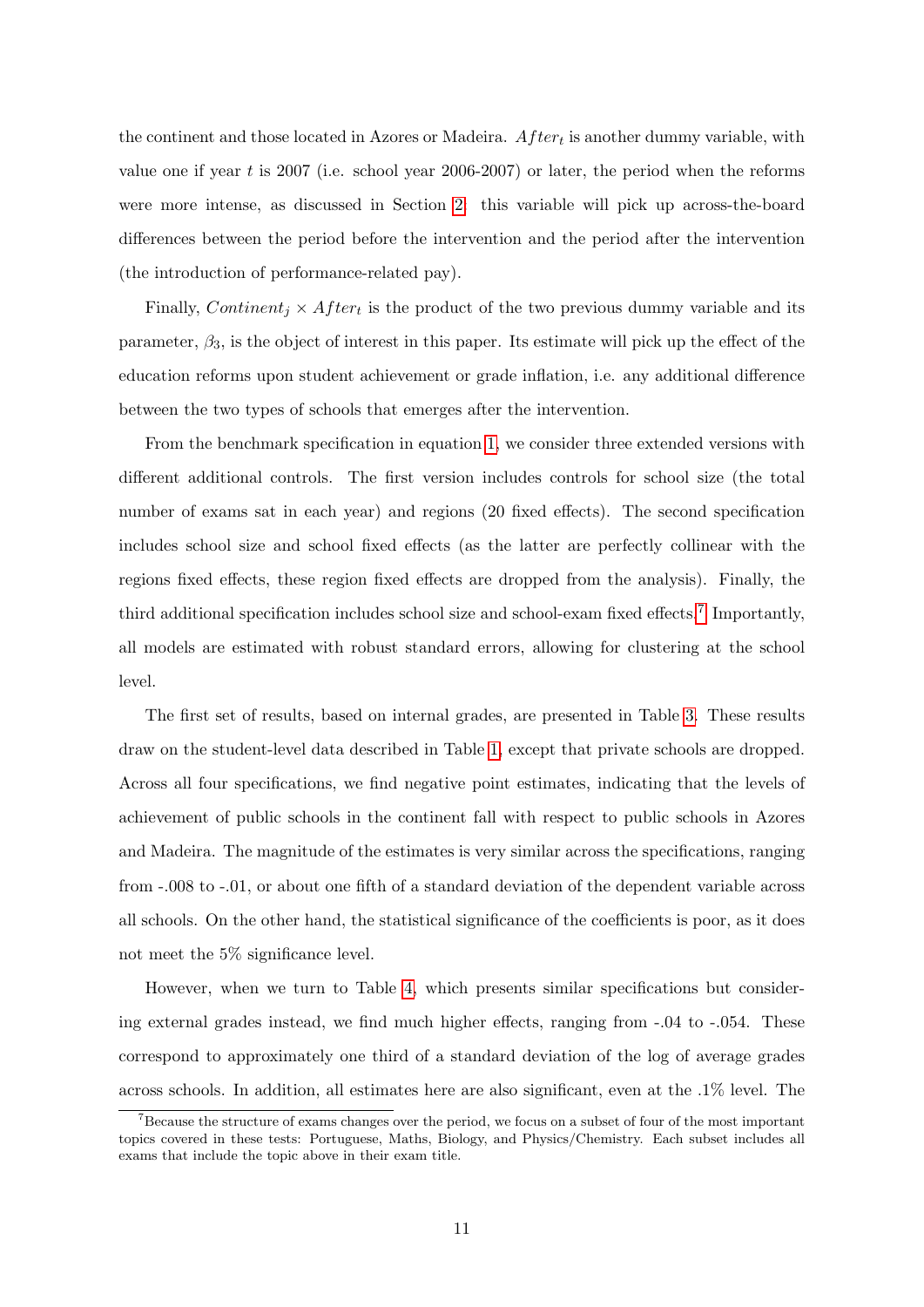the continent and those located in Azores or Madeira. $After_t$ is another dummy variable, with value one if year $t$ is 2007 (i.e. school year 2006-2007) or later, the period when the reforms were more intense, as discussed in Section 2: this variable will pick up across-the-board differences between the period before the intervention and the period after the intervention (the introduction of performance-related pay).

Finally, $Continent_j \times After_t$ is the product of the two previous dummy variable and its parameter, $\beta_3$, is the object of interest in this paper. Its estimate will pick up the effect of the education reforms upon student achievement or grade inflation, i.e. any additional difference between the two types of schools that emerges after the intervention.

From the benchmark specification in equation 1, we consider three extended versions with different additional controls. The first version includes controls for school size (the total number of exams sat in each year) and regions (20 fixed effects). The second specification includes school size and school fixed effects (as the latter are perfectly collinear with the regions fixed effects, these region fixed effects are dropped from the analysis). Finally, the third additional specification includes school size and school-exam fixed effects.[7] Importantly, all models are estimated with robust standard errors, allowing for clustering at the school level.

The first set of results, based on internal grades, are presented in Table 3. These results draw on the student-level data described in Table 1, except that private schools are dropped. Across all four specifications, we find negative point estimates, indicating that the levels of achievement of public schools in the continent fall with respect to public schools in Azores and Madeira. The magnitude of the estimates is very similar across the specifications, ranging from -.008 to -.01, or about one fifth of a standard deviation of the dependent variable across all schools. On the other hand, the statistical significance of the coefficients is poor, as it does not meet the 5% significance level.

However, when we turn to Table 4, which presents similar specifications but considering external grades instead, we find much higher effects, ranging from -.04 to -.054. These correspond to approximately one third of a standard deviation of the log of average grades across schools. In addition, all estimates here are also significant, even at the .1% level. The

[7] Because the structure of exams changes over the period, we focus on a subset of four of the most important topics covered in these tests: Portuguese, Maths, Biology, and Physics/Chemistry. Each subset includes all exams that include the topic above in their exam title.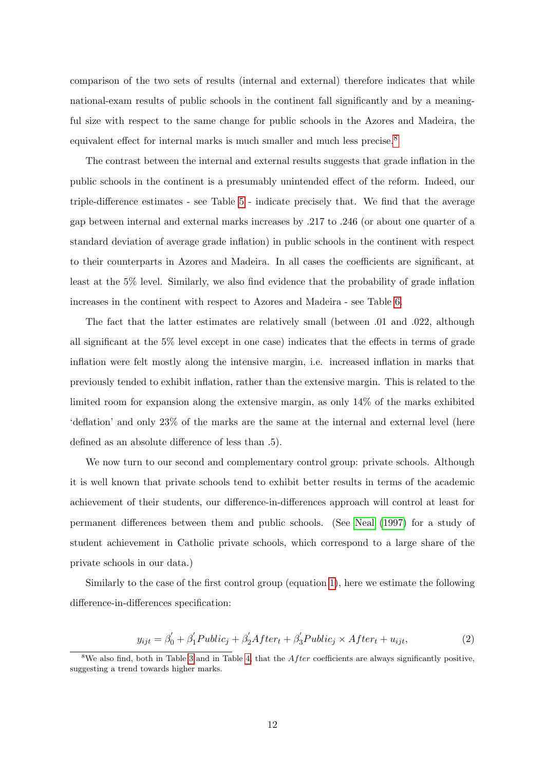comparison of the two sets of results (internal and external) therefore indicates that while national-exam results of public schools in the continent fall significantly and by a meaningful size with respect to the same change for public schools in the Azores and Madeira, the equivalent effect for internal marks is much smaller and much less precise.[8]

The contrast between the internal and external results suggests that grade inflation in the public schools in the continent is a presumably unintended effect of the reform. Indeed, our triple-difference estimates - see Table 5 - indicate precisely that. We find that the average gap between internal and external marks increases by .217 to .246 (or about one quarter of a standard deviation of average grade inflation) in public schools in the continent with respect to their counterparts in Azores and Madeira. In all cases the coefficients are significant, at least at the 5% level. Similarly, we also find evidence that the probability of grade inflation increases in the continent with respect to Azores and Madeira - see Table 6.

The fact that the latter estimates are relatively small (between .01 and .022, although all significant at the 5% level except in one case) indicates that the effects in terms of grade inflation were felt mostly along the intensive margin, i.e. increased inflation in marks that previously tended to exhibit inflation, rather than the extensive margin. This is related to the limited room for expansion along the extensive margin, as only 14% of the marks exhibited 'deflation' and only 23% of the marks are the same at the internal and external level (here defined as an absolute difference of less than .5).

We now turn to our second and complementary control group: private schools. Although it is well known that private schools tend to exhibit better results in terms of the academic achievement of their students, our difference-in-differences approach will control at least for permanent differences between them and public schools. (See Neal (1997) for a study of student achievement in Catholic private schools, which correspond to a large share of the private schools in our data.)

Similarly to the case of the first control group (equation 1), here we estimate the following difference-in-differences specification:

$$y_{ijt} = \beta_0^{'} + \beta_1^{'} Public_j + \beta_2^{'} After_t + \beta_3^{'} Public_j \times After_t + u_{ijt}, \tag{2}$$

[8] We also find, both in Table 3 and in Table 4, that the $After$ coefficients are always significantly positive, suggesting a trend towards higher marks.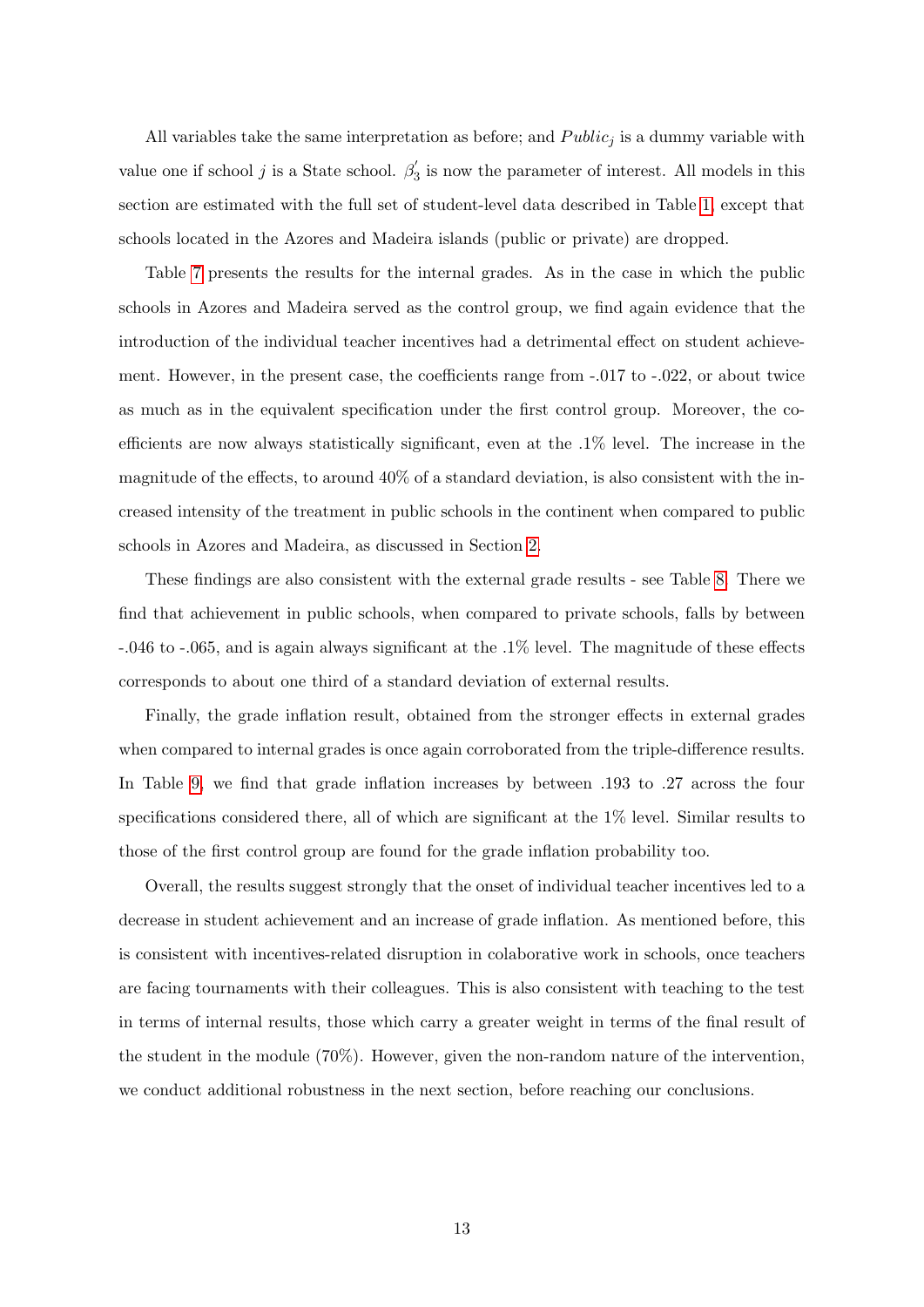All variables take the same interpretation as before; and $Public_j$ is a dummy variable with value one if school $j$ is a State school. $\beta_3^{'}$ is now the parameter of interest. All models in this section are estimated with the full set of student-level data described in Table 1, except that schools located in the Azores and Madeira islands (public or private) are dropped.

Table 7 presents the results for the internal grades. As in the case in which the public schools in Azores and Madeira served as the control group, we find again evidence that the introduction of the individual teacher incentives had a detrimental effect on student achievement. However, in the present case, the coefficients range from -.017 to -.022, or about twice as much as in the equivalent specification under the first control group. Moreover, the coefficients are now always statistically significant, even at the .1% level. The increase in the magnitude of the effects, to around 40% of a standard deviation, is also consistent with the increased intensity of the treatment in public schools in the continent when compared to public schools in Azores and Madeira, as discussed in Section 2.

These findings are also consistent with the external grade results - see Table 8. There we find that achievement in public schools, when compared to private schools, falls by between -.046 to -.065, and is again always significant at the .1% level. The magnitude of these effects corresponds to about one third of a standard deviation of external results.

Finally, the grade inflation result, obtained from the stronger effects in external grades when compared to internal grades is once again corroborated from the triple-difference results. In Table 9, we find that grade inflation increases by between .193 to .27 across the four specifications considered there, all of which are significant at the 1% level. Similar results to those of the first control group are found for the grade inflation probability too.

Overall, the results suggest strongly that the onset of individual teacher incentives led to a decrease in student achievement and an increase of grade inflation. As mentioned before, this is consistent with incentives-related disruption in colaborative work in schools, once teachers are facing tournaments with their colleagues. This is also consistent with teaching to the test in terms of internal results, those which carry a greater weight in terms of the final result of the student in the module (70%). However, given the non-random nature of the intervention, we conduct additional robustness in the next section, before reaching our conclusions.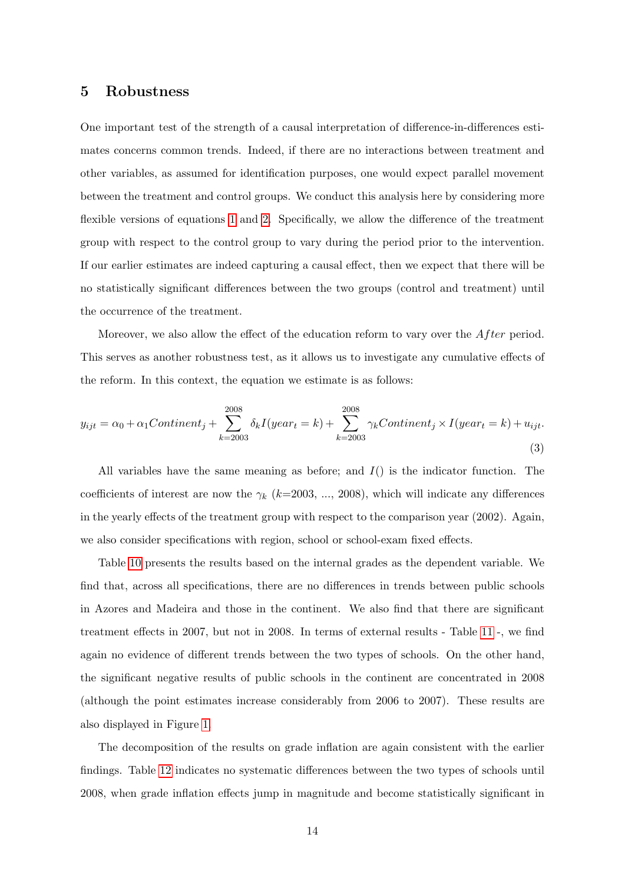## 5 Robustness

One important test of the strength of a causal interpretation of difference-in-differences estimates concerns common trends. Indeed, if there are no interactions between treatment and other variables, as assumed for identification purposes, one would expect parallel movement between the treatment and control groups. We conduct this analysis here by considering more flexible versions of equations 1 and 2. Specifically, we allow the difference of the treatment group with respect to the control group to vary during the period prior to the intervention. If our earlier estimates are indeed capturing a causal effect, then we expect that there will be no statistically significant differences between the two groups (control and treatment) until the occurrence of the treatment.

Moreover, we also allow the effect of the education reform to vary over the *After* period. This serves as another robustness test, as it allows us to investigate any cumulative effects of the reform. In this context, the equation we estimate is as follows:

$$y_{ijt} = \alpha_0 + \alpha_1 Continent_j + \sum_{k=2003}^{2008} \delta_k I(year_t = k) + \sum_{k=2003}^{2008} \gamma_k Continent_j \times I(year_t = k) + u_{ijt}. \tag{3}$$

All variables have the same meaning as before; and $I()$ is the indicator function. The coefficients of interest are now the $\gamma_k$ ($k$=2003, ..., 2008), which will indicate any differences in the yearly effects of the treatment group with respect to the comparison year (2002). Again, we also consider specifications with region, school or school-exam fixed effects.

Table 10 presents the results based on the internal grades as the dependent variable. We find that, across all specifications, there are no differences in trends between public schools in Azores and Madeira and those in the continent. We also find that there are significant treatment effects in 2007, but not in 2008. In terms of external results - Table 11 -, we find again no evidence of different trends between the two types of schools. On the other hand, the significant negative results of public schools in the continent are concentrated in 2008 (although the point estimates increase considerably from 2006 to 2007). These results are also displayed in Figure 1.

The decomposition of the results on grade inflation are again consistent with the earlier findings. Table 12 indicates no systematic differences between the two types of schools until 2008, when grade inflation effects jump in magnitude and become statistically significant in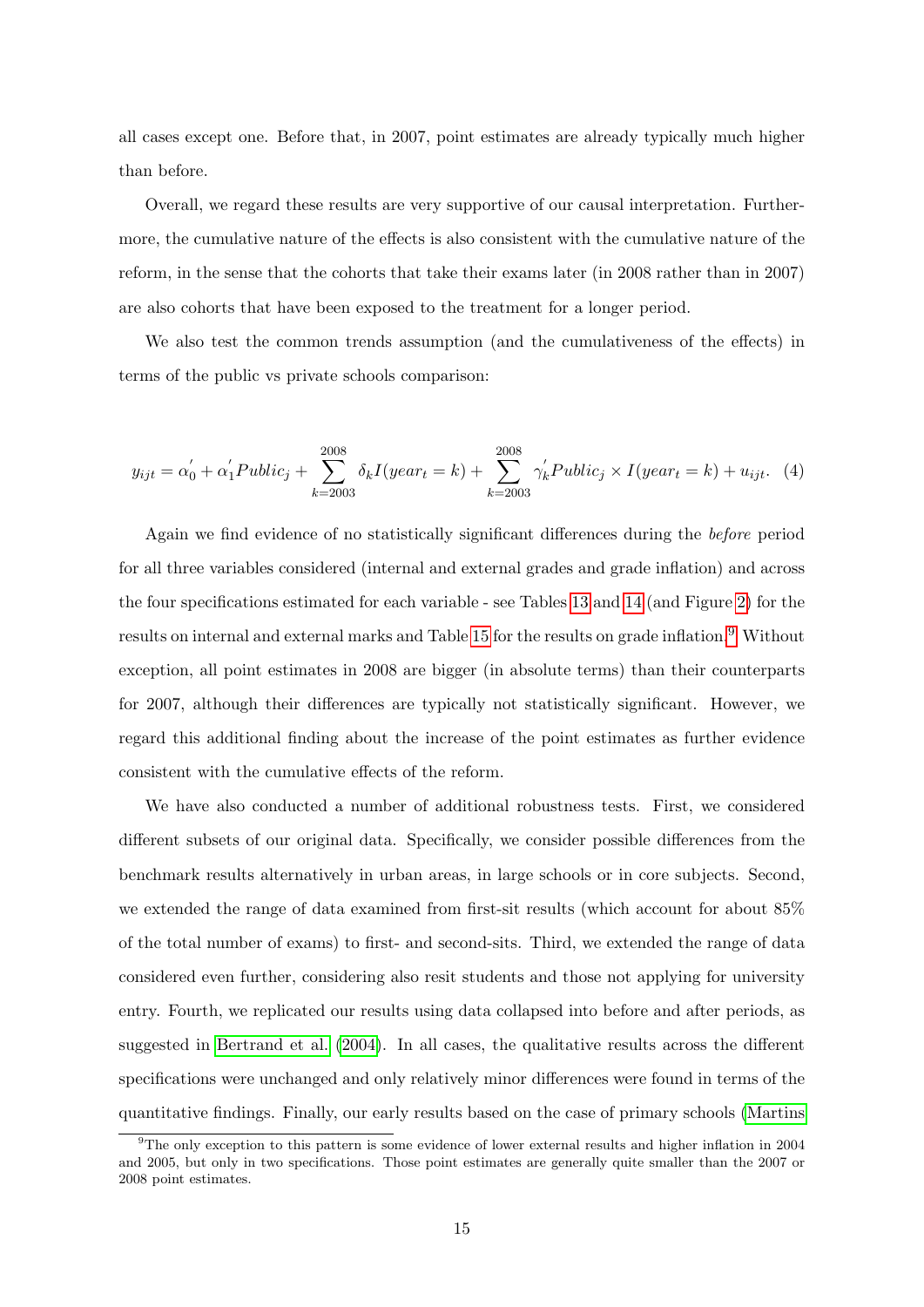all cases except one. Before that, in 2007, point estimates are already typically much higher than before.

Overall, we regard these results are very supportive of our causal interpretation. Furthermore, the cumulative nature of the effects is also consistent with the cumulative nature of the reform, in the sense that the cohorts that take their exams later (in 2008 rather than in 2007) are also cohorts that have been exposed to the treatment for a longer period.

We also test the common trends assumption (and the cumulativeness of the effects) in terms of the public vs private schools comparison:

$$y_{ijt} = \alpha_0^{'} + \alpha_1^{'} Public_j + \sum_{k=2003}^{2008} \delta_k I(year_t = k) + \sum_{k=2003}^{2008} \gamma_k^{'} Public_j \times I(year_t = k) + u_{ijt}. \quad (4)$$

Again we find evidence of no statistically significant differences during the *before* period for all three variables considered (internal and external grades and grade inflation) and across the four specifications estimated for each variable - see Tables 13 and 14 (and Figure 2) for the results on internal and external marks and Table 15 for the results on grade inflation.[9] Without exception, all point estimates in 2008 are bigger (in absolute terms) than their counterparts for 2007, although their differences are typically not statistically significant. However, we regard this additional finding about the increase of the point estimates as further evidence consistent with the cumulative effects of the reform.

We have also conducted a number of additional robustness tests. First, we considered different subsets of our original data. Specifically, we consider possible differences from the benchmark results alternatively in urban areas, in large schools or in core subjects. Second, we extended the range of data examined from first-sit results (which account for about 85% of the total number of exams) to first- and second-sits. Third, we extended the range of data considered even further, considering also resit students and those not applying for university entry. Fourth, we replicated our results using data collapsed into before and after periods, as suggested in Bertrand et al. (2004). In all cases, the qualitative results across the different specifications were unchanged and only relatively minor differences were found in terms of the quantitative findings. Finally, our early results based on the case of primary schools (Martins

[9] The only exception to this pattern is some evidence of lower external results and higher inflation in 2004 and 2005, but only in two specifications. Those point estimates are generally quite smaller than the 2007 or 2008 point estimates.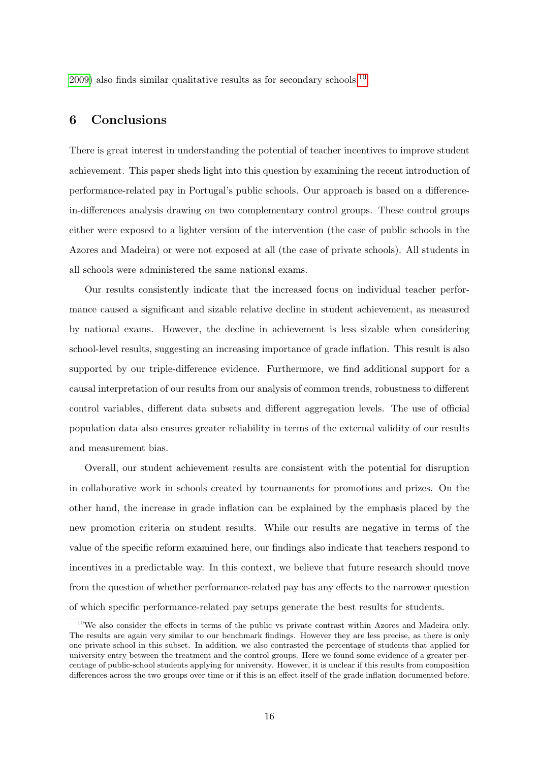2009) also finds similar qualitative results as for secondary schools.[10]

## 6 Conclusions

There is great interest in understanding the potential of teacher incentives to improve student achievement. This paper sheds light into this question by examining the recent introduction of performance-related pay in Portugal's public schools. Our approach is based on a difference-in-differences analysis drawing on two complementary control groups. These control groups either were exposed to a lighter version of the intervention (the case of public schools in the Azores and Madeira) or were not exposed at all (the case of private schools). All students in all schools were administered the same national exams.

Our results consistently indicate that the increased focus on individual teacher performance caused a significant and sizable relative decline in student achievement, as measured by national exams. However, the decline in achievement is less sizable when considering school-level results, suggesting an increasing importance of grade inflation. This result is also supported by our triple-difference evidence. Furthermore, we find additional support for a causal interpretation of our results from our analysis of common trends, robustness to different control variables, different data subsets and different aggregation levels. The use of official population data also ensures greater reliability in terms of the external validity of our results and measurement bias.

Overall, our student achievement results are consistent with the potential for disruption in collaborative work in schools created by tournaments for promotions and prizes. On the other hand, the increase in grade inflation can be explained by the emphasis placed by the new promotion criteria on student results. While our results are negative in terms of the value of the specific reform examined here, our findings also indicate that teachers respond to incentives in a predictable way. In this context, we believe that future research should move from the question of whether performance-related pay has any effects to the narrower question of which specific performance-related pay setups generate the best results for students.

[10] We also consider the effects in terms of the public vs private contrast within Azores and Madeira only. The results are again very similar to our benchmark findings. However they are less precise, as there is only one private school in this subset. In addition, we also contrasted the percentage of students that applied for university entry between the treatment and the control groups. Here we found some evidence of a greater percentage of public-school students applying for university. However, it is unclear if this results from composition differences across the two groups over time or if this is an effect itself of the grade inflation documented before.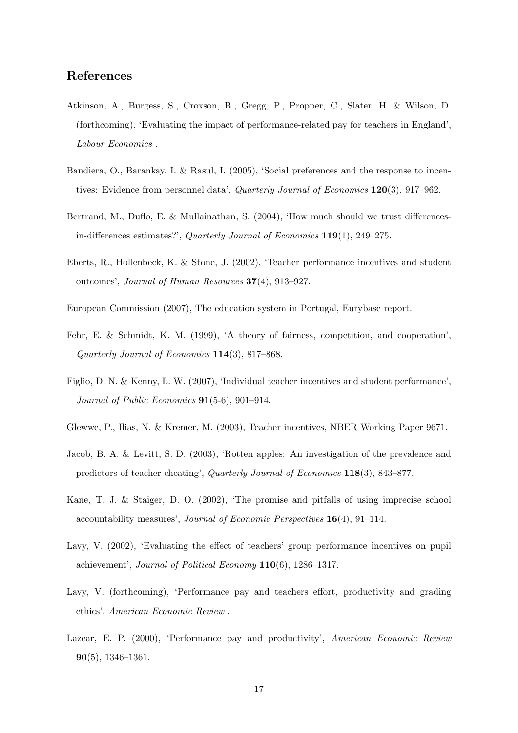## References

Atkinson, A., Burgess, S., Croxson, B., Gregg, P., Propper, C., Slater, H. & Wilson, D. (forthcoming), 'Evaluating the impact of performance-related pay for teachers in England', *Labour Economics* .

Bandiera, O., Barankay, I. & Rasul, I. (2005), 'Social preferences and the response to incentives: Evidence from personnel data', *Quarterly Journal of Economics* **120**(3), 917–962.

Bertrand, M., Duflo, E. & Mullainathan, S. (2004), 'How much should we trust differences-in-differences estimates?', *Quarterly Journal of Economics* **119**(1), 249–275.

Eberts, R., Hollenbeck, K. & Stone, J. (2002), 'Teacher performance incentives and student outcomes', *Journal of Human Resources* **37**(4), 913–927.

European Commission (2007), The education system in Portugal, Eurybase report.

Fehr, E. & Schmidt, K. M. (1999), 'A theory of fairness, competition, and cooperation', *Quarterly Journal of Economics* **114**(3), 817–868.

Figlio, D. N. & Kenny, L. W. (2007), 'Individual teacher incentives and student performance', *Journal of Public Economics* **91**(5-6), 901–914.

Glewwe, P., Ilias, N. & Kremer, M. (2003), Teacher incentives, NBER Working Paper 9671.

Jacob, B. A. & Levitt, S. D. (2003), 'Rotten apples: An investigation of the prevalence and predictors of teacher cheating', *Quarterly Journal of Economics* **118**(3), 843–877.

Kane, T. J. & Staiger, D. O. (2002), 'The promise and pitfalls of using imprecise school accountability measures', *Journal of Economic Perspectives* **16**(4), 91–114.

Lavy, V. (2002), 'Evaluating the effect of teachers' group performance incentives on pupil achievement', *Journal of Political Economy* **110**(6), 1286–1317.

Lavy, V. (forthcoming), 'Performance pay and teachers effort, productivity and grading ethics', *American Economic Review* .

Lazear, E. P. (2000), 'Performance pay and productivity', *American Economic Review* **90**(5), 1346–1361.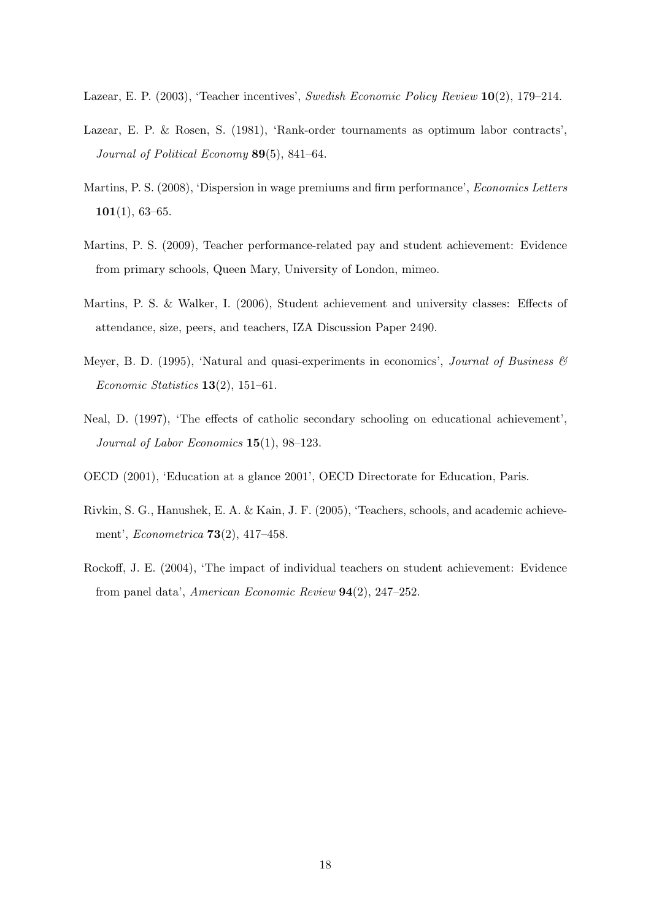Lazear, E. P. (2003), 'Teacher incentives', *Swedish Economic Policy Review* **10**(2), 179–214.

Lazear, E. P. & Rosen, S. (1981), 'Rank-order tournaments as optimum labor contracts', *Journal of Political Economy* **89**(5), 841–64.

Martins, P. S. (2008), 'Dispersion in wage premiums and firm performance', *Economics Letters* **101**(1), 63–65.

Martins, P. S. (2009), Teacher performance-related pay and student achievement: Evidence from primary schools, Queen Mary, University of London, mimeo.

Martins, P. S. & Walker, I. (2006), Student achievement and university classes: Effects of attendance, size, peers, and teachers, IZA Discussion Paper 2490.

Meyer, B. D. (1995), 'Natural and quasi-experiments in economics', *Journal of Business & Economic Statistics* **13**(2), 151–61.

Neal, D. (1997), 'The effects of catholic secondary schooling on educational achievement', *Journal of Labor Economics* **15**(1), 98–123.

OECD (2001), 'Education at a glance 2001', OECD Directorate for Education, Paris.

Rivkin, S. G., Hanushek, E. A. & Kain, J. F. (2005), 'Teachers, schools, and academic achievement', *Econometrica* **73**(2), 417–458.

Rockoff, J. E. (2004), 'The impact of individual teachers on student achievement: Evidence from panel data', *American Economic Review* **94**(2), 247–252.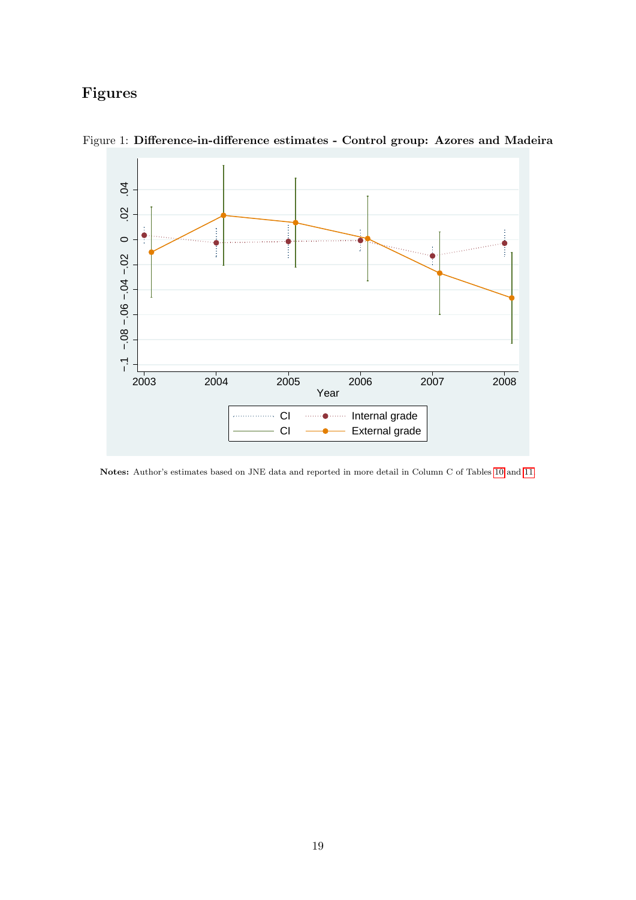# Figures

Figure 1: **Difference-in-difference estimates - Control group: Azores and Madeira**

**Notes:** Author's estimates based on JNE data and reported in more detail in Column C of Tables 10 and 11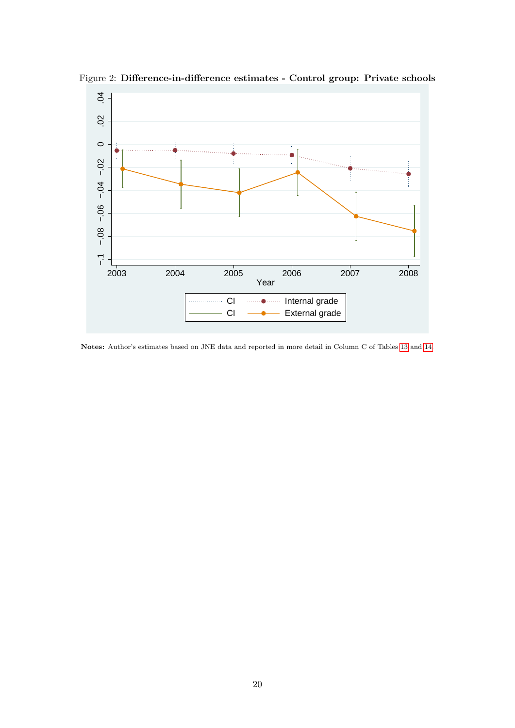Figure 2: **Difference-in-difference estimates - Control group: Private schools**

**Notes:** Author's estimates based on JNE data and reported in more detail in Column C of Tables 13 and 14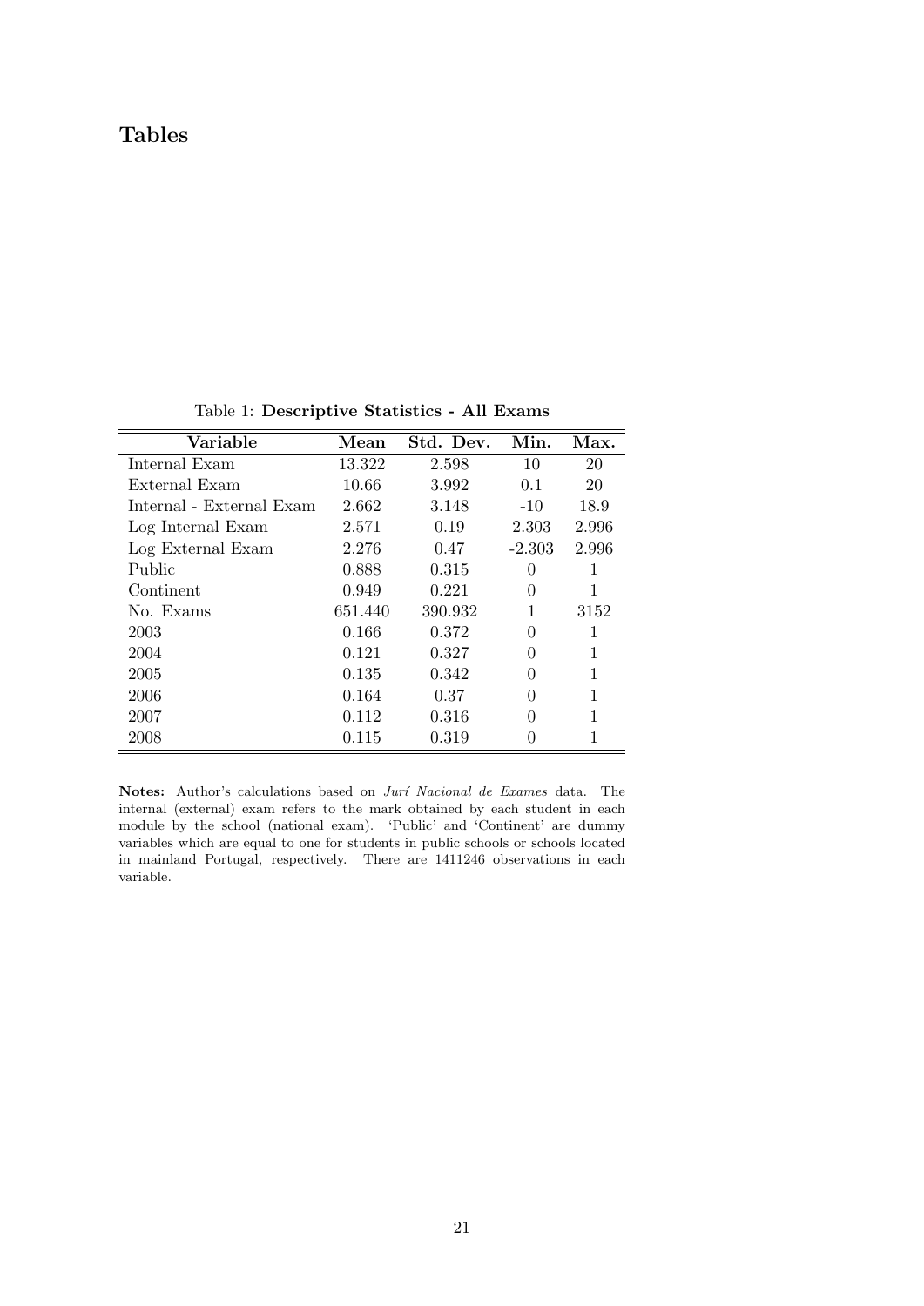# Tables

Table 1: **Descriptive Statistics - All Exams**

| Variable | Mean | Std. Dev. | Min. | Max. |
|---|---|---|---|---|
| Internal Exam | 13.322 | 2.598 | 10 | 20 |
| External Exam | 10.66 | 3.992 | 0.1 | 20 |
| Internal - External Exam | 2.662 | 3.148 | -10 | 18.9 |
| Log Internal Exam | 2.571 | 0.19 | 2.303 | 2.996 |
| Log External Exam | 2.276 | 0.47 | -2.303 | 2.996 |
| Public | 0.888 | 0.315 | 0 | 1 |
| Continent | 0.949 | 0.221 | 0 | 1 |
| No. Exams | 651.440 | 390.932 | 1 | 3152 |
| 2003 | 0.166 | 0.372 | 0 | 1 |
| 2004 | 0.121 | 0.327 | 0 | 1 |
| 2005 | 0.135 | 0.342 | 0 | 1 |
| 2006 | 0.164 | 0.37 | 0 | 1 |
| 2007 | 0.112 | 0.316 | 0 | 1 |
| 2008 | 0.115 | 0.319 | 0 | 1 |

**Notes:** Author's calculations based on *Jurí Nacional de Exames* data. The internal (external) exam refers to the mark obtained by each student in each module by the school (national exam). 'Public' and 'Continent' are dummy variables which are equal to one for students in public schools or schools located in mainland Portugal, respectively. There are 1411246 observations in each variable.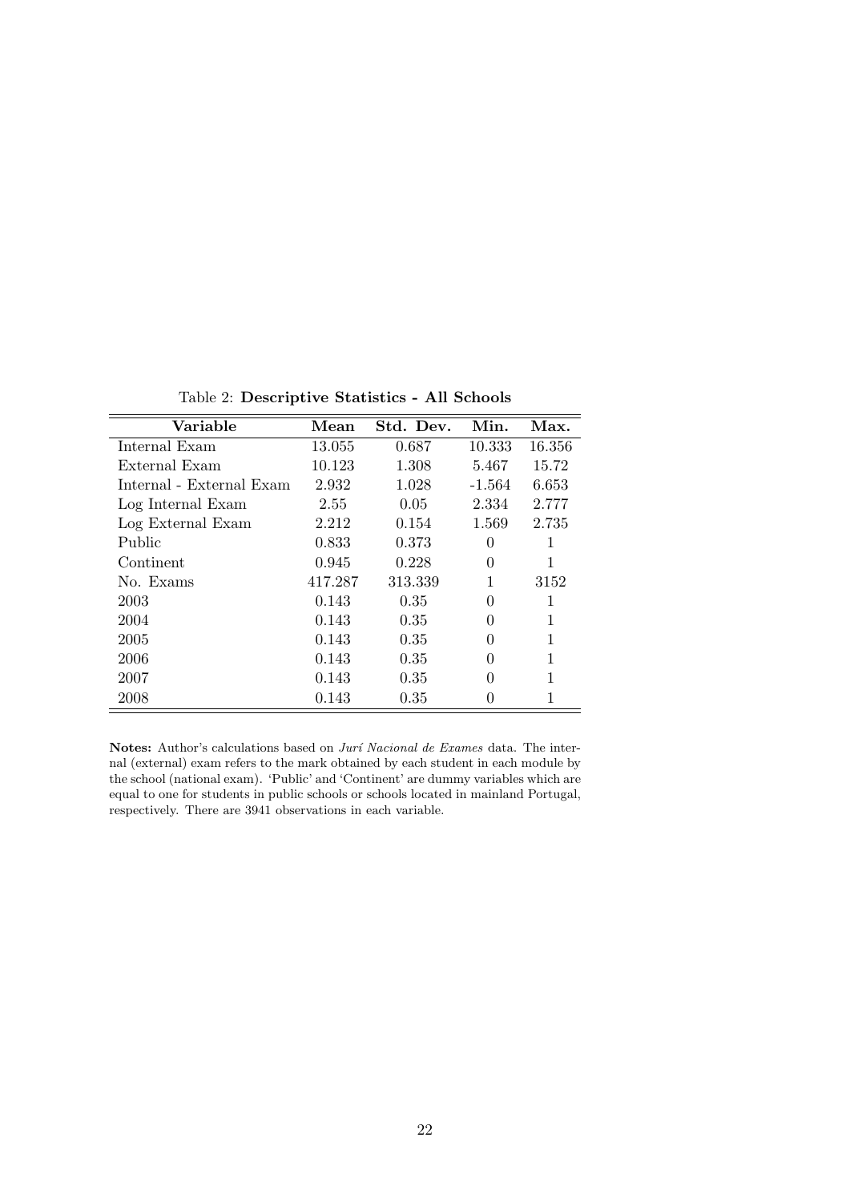Table 2: **Descriptive Statistics - All Schools**

| Variable | Mean | Std. Dev. | Min. | Max. |
|---|---|---|---|---|
| Internal Exam | 13.055 | 0.687 | 10.333 | 16.356 |
| External Exam | 10.123 | 1.308 | 5.467 | 15.72 |
| Internal - External Exam | 2.932 | 1.028 | -1.564 | 6.653 |
| Log Internal Exam | 2.55 | 0.05 | 2.334 | 2.777 |
| Log External Exam | 2.212 | 0.154 | 1.569 | 2.735 |
| Public | 0.833 | 0.373 | 0 | 1 |
| Continent | 0.945 | 0.228 | 0 | 1 |
| No. Exams | 417.287 | 313.339 | 1 | 3152 |
| 2003 | 0.143 | 0.35 | 0 | 1 |
| 2004 | 0.143 | 0.35 | 0 | 1 |
| 2005 | 0.143 | 0.35 | 0 | 1 |
| 2006 | 0.143 | 0.35 | 0 | 1 |
| 2007 | 0.143 | 0.35 | 0 | 1 |
| 2008 | 0.143 | 0.35 | 0 | 1 |

**Notes:** Author's calculations based on *Jurí Nacional de Exames* data. The internal (external) exam refers to the mark obtained by each student in each module by the school (national exam). 'Public' and 'Continent' are dummy variables which are equal to one for students in public schools or schools located in mainland Portugal, respectively. There are 3941 observations in each variable.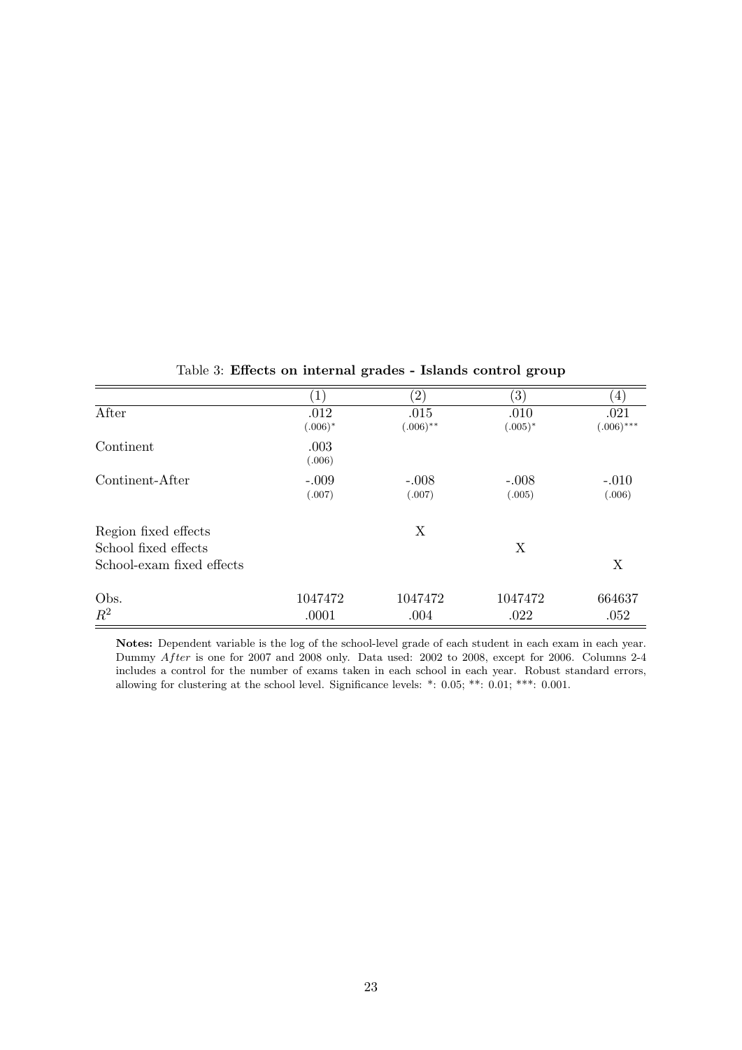Table 3: **Effects on internal grades - Islands control group**

| | (1) | (2) | (3) | (4) |
|---|---|---|---|---|
| After | .012 | .015 | .010 | .021 |
| | (.006)* | (.006)** | (.005)* | (.006)*** |
| Continent | .003 | | | |
| | (.006) | | | |
| Continent-After | -.009 | -.008 | -.008 | -.010 |
| | (.007) | (.007) | (.005) | (.006) |
| Region fixed effects | | X | | |
| School fixed effects | | | X | |
| School-exam fixed effects | | | | X |
| Obs. | 1047472 | 1047472 | 1047472 | 664637 |
| $R^2$ | .0001 | .004 | .022 | .052 |

**Notes:** Dependent variable is the log of the school-level grade of each student in each exam in each year. Dummy *After* is one for 2007 and 2008 only. Data used: 2002 to 2008, except for 2006. Columns 2-4 includes a control for the number of exams taken in each school in each year. Robust standard errors, allowing for clustering at the school level. Significance levels: *: 0.05; **: 0.01; ***: 0.001.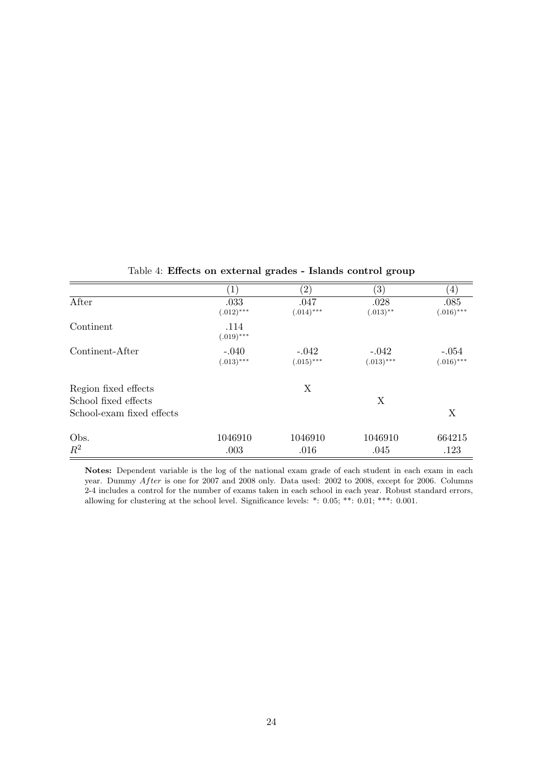Table 4: **Effects on external grades - Islands control group**

| | (1) | (2) | (3) | (4) |
|---|---|---|---|---|
| After | .033 | .047 | .028 | .085 |
| | (.012)*** | (.014)*** | (.013)** | (.016)*** |
| Continent | .114 | | | |
| | (.019)*** | | | |
| Continent-After | -.040 | -.042 | -.042 | -.054 |
| | (.013)*** | (.015)*** | (.013)*** | (.016)*** |
| Region fixed effects | | X | | |
| School fixed effects | | | X | |
| School-exam fixed effects | | | | X |
| Obs. | 1046910 | 1046910 | 1046910 | 664215 |
| $R^2$ | .003 | .016 | .045 | .123 |

**Notes:** Dependent variable is the log of the national exam grade of each student in each exam in each year. Dummy $After$ is one for 2007 and 2008 only. Data used: 2002 to 2008, except for 2006. Columns 2-4 includes a control for the number of exams taken in each school in each year. Robust standard errors, allowing for clustering at the school level. Significance levels: *: 0.05; **: 0.01; ***: 0.001.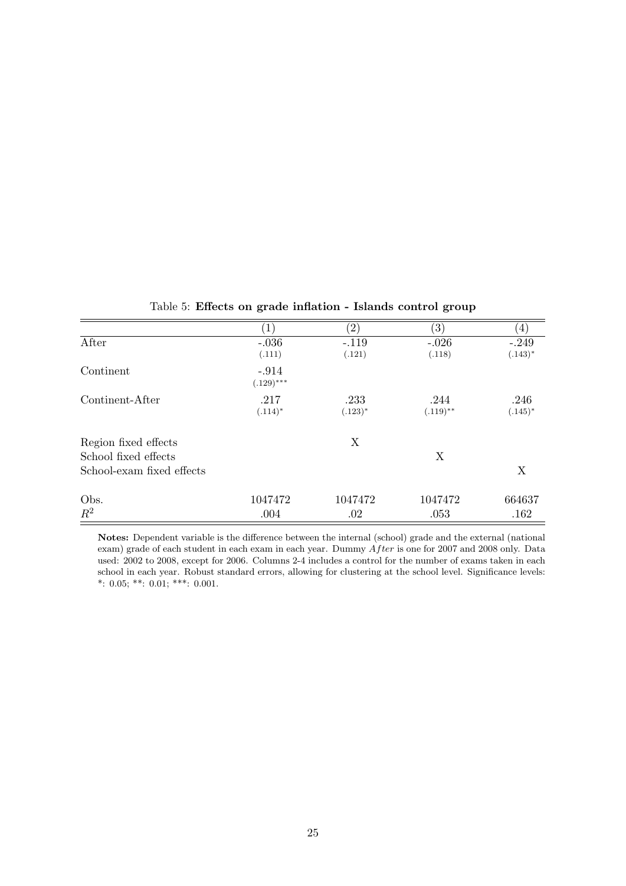Table 5: **Effects on grade inflation - Islands control group**

| | (1) | (2) | (3) | (4) |
|---|---|---|---|---|
| After | -.036 | -.119 | -.026 | -.249 |
| | (.111) | (.121) | (.118) | (.143)* |
| Continent | -.914 | | | |
| | (.129)*** | | | |
| Continent-After | .217 | .233 | .244 | .246 |
| | (.114)* | (.123)* | (.119)** | (.145)* |
| Region fixed effects | | X | | |
| School fixed effects | | | X | |
| School-exam fixed effects | | | | X |
| Obs. | 1047472 | 1047472 | 1047472 | 664637 |
| $R^2$ | .004 | .02 | .053 | .162 |

**Notes:** Dependent variable is the difference between the internal (school) grade and the external (national exam) grade of each student in each exam in each year. Dummy $After$ is one for 2007 and 2008 only. Data used: 2002 to 2008, except for 2006. Columns 2-4 includes a control for the number of exams taken in each school in each year. Robust standard errors, allowing for clustering at the school level. Significance levels: *: 0.05; **: 0.01; ***: 0.001.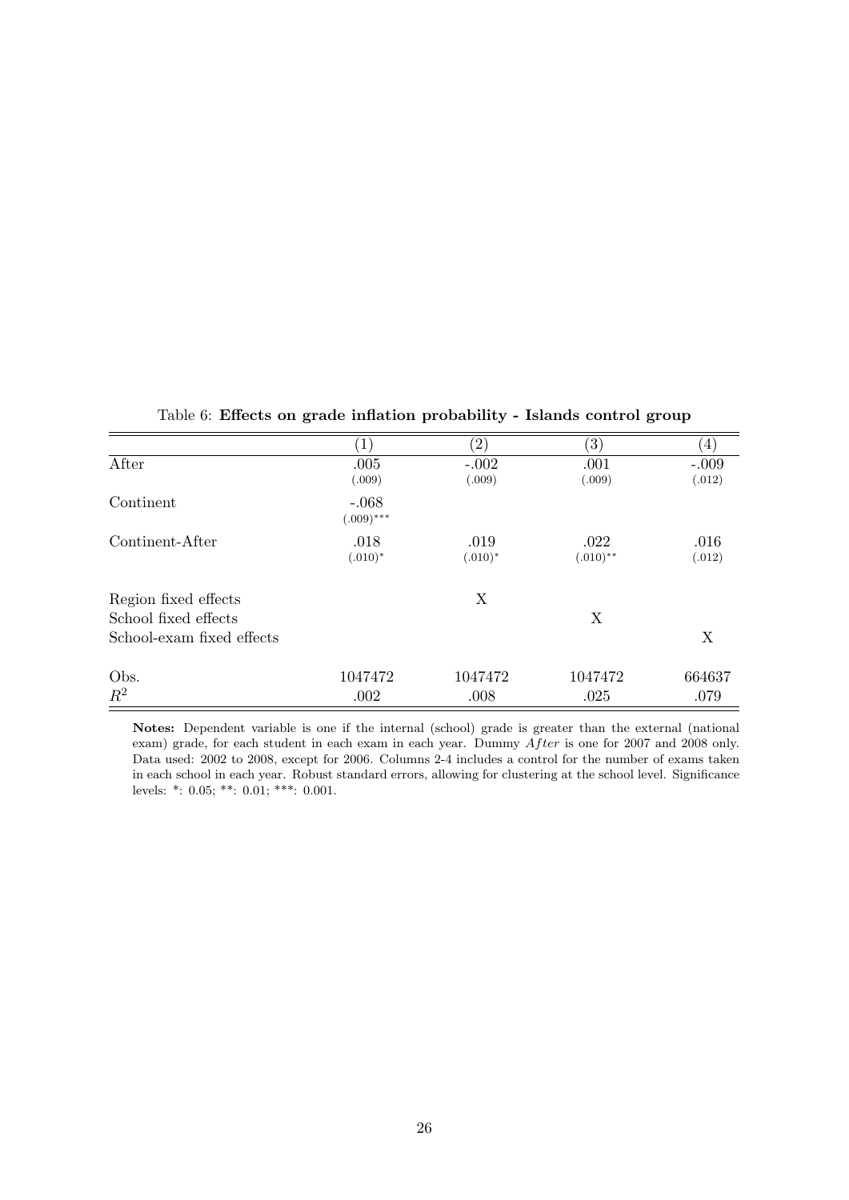Table 6: **Effects on grade inflation probability - Islands control group**

| | (1) | (2) | (3) | (4) |
|---|---|---|---|---|
| After | .005 | -.002 | .001 | -.009 |
| | (.009) | (.009) | (.009) | (.012) |
| Continent | -.068 | | | |
| | (.009)*** | | | |
| Continent-After | .018 | .019 | .022 | .016 |
| | (.010)* | (.010)* | (.010)** | (.012) |
| Region fixed effects | | X | | |
| School fixed effects | | | X | |
| School-exam fixed effects | | | | X |
| Obs. | 1047472 | 1047472 | 1047472 | 664637 |
| $R^2$ | .002 | .008 | .025 | .079 |

**Notes:** Dependent variable is one if the internal (school) grade is greater than the external (national exam) grade, for each student in each exam in each year. Dummy *After* is one for 2007 and 2008 only. Data used: 2002 to 2008, except for 2006. Columns 2-4 includes a control for the number of exams taken in each school in each year. Robust standard errors, allowing for clustering at the school level. Significance levels: *: 0.05; **: 0.01; ***: 0.001.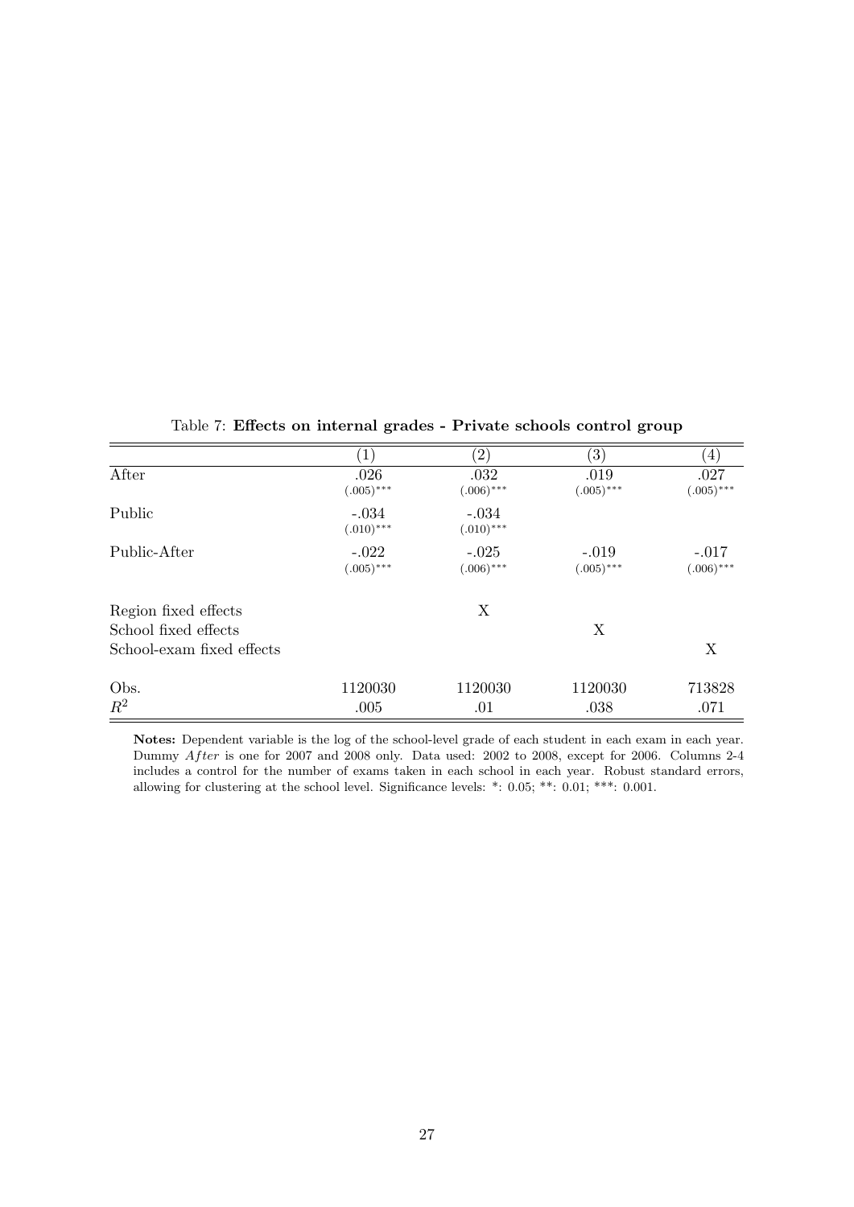Table 7: **Effects on internal grades - Private schools control group**

| | (1) | (2) | (3) | (4) |
|---|---|---|---|---|
| After | .026 | .032 | .019 | .027 |
| | (.005)*** | (.006)*** | (.005)*** | (.005)*** |
| Public | -.034 | -.034 | | |
| | (.010)*** | (.010)*** | | |
| Public-After | -.022 | -.025 | -.019 | -.017 |
| | (.005)*** | (.006)*** | (.005)*** | (.006)*** |
| Region fixed effects | | X | | |
| School fixed effects | | | X | |
| School-exam fixed effects | | | | X |
| Obs. | 1120030 | 1120030 | 1120030 | 713828 |
| $R^2$ | .005 | .01 | .038 | .071 |

**Notes:** Dependent variable is the log of the school-level grade of each student in each exam in each year. Dummy $After$ is one for 2007 and 2008 only. Data used: 2002 to 2008, except for 2006. Columns 2-4 includes a control for the number of exams taken in each school in each year. Robust standard errors, allowing for clustering at the school level. Significance levels: *: 0.05; **: 0.01; ***: 0.001.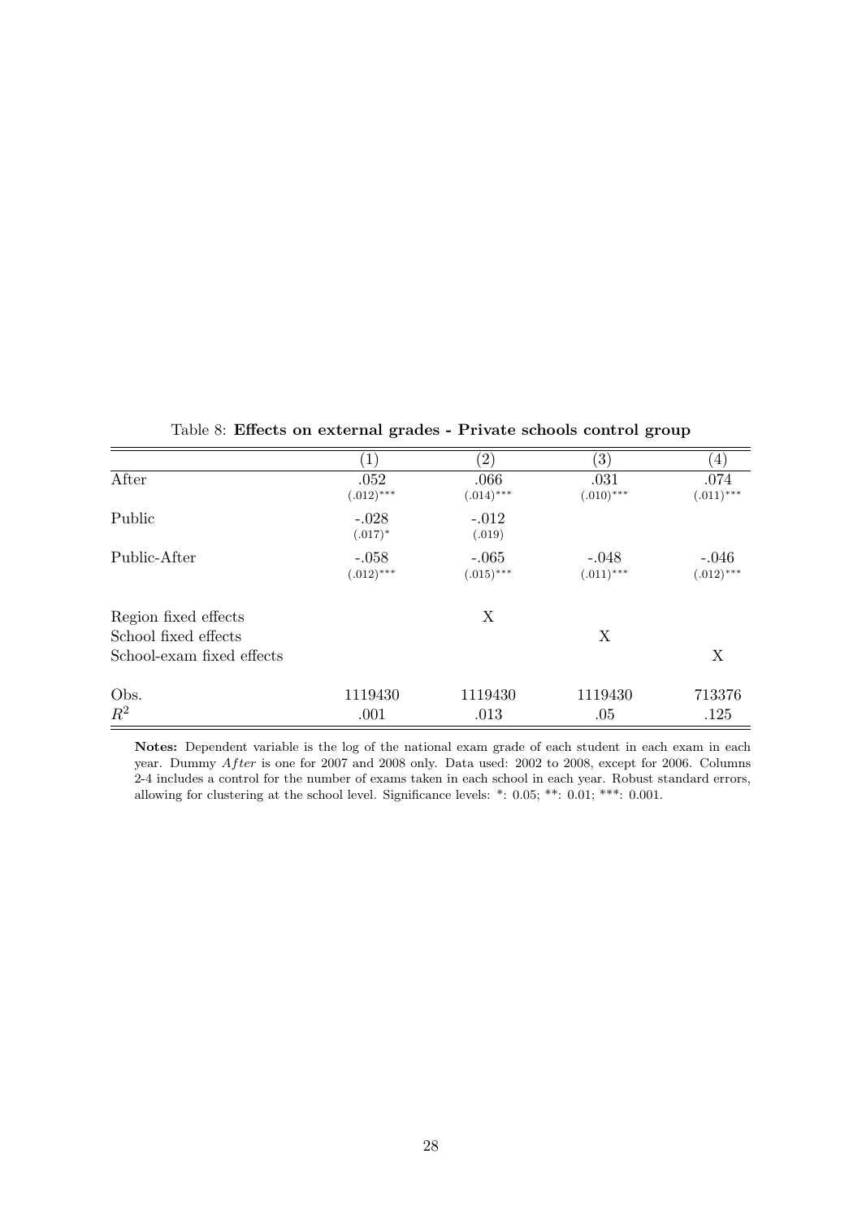Table 8: **Effects on external grades - Private schools control group**

| | (1) | (2) | (3) | (4) |
|---|---|---|---|---|
| After | .052<br>(.012)*** | .066<br>(.014)*** | .031<br>(.010)*** | .074<br>(.011)*** |
| Public | -.028<br>(.017)* | -.012<br>(.019) | | |
| Public-After | -.058<br>(.012)*** | -.065<br>(.015)*** | -.048<br>(.011)*** | -.046<br>(.012)*** |
| Region fixed effects | | X | | |
| School fixed effects | | | X | |
| School-exam fixed effects | | | | X |
| Obs. | 1119430 | 1119430 | 1119430 | 713376 |
| $R^2$ | .001 | .013 | .05 | .125 |

**Notes:** Dependent variable is the log of the national exam grade of each student in each exam in each year. Dummy *After* is one for 2007 and 2008 only. Data used: 2002 to 2008, except for 2006. Columns 2-4 includes a control for the number of exams taken in each school in each year. Robust standard errors, allowing for clustering at the school level. Significance levels: *: 0.05; **: 0.01; ***: 0.001.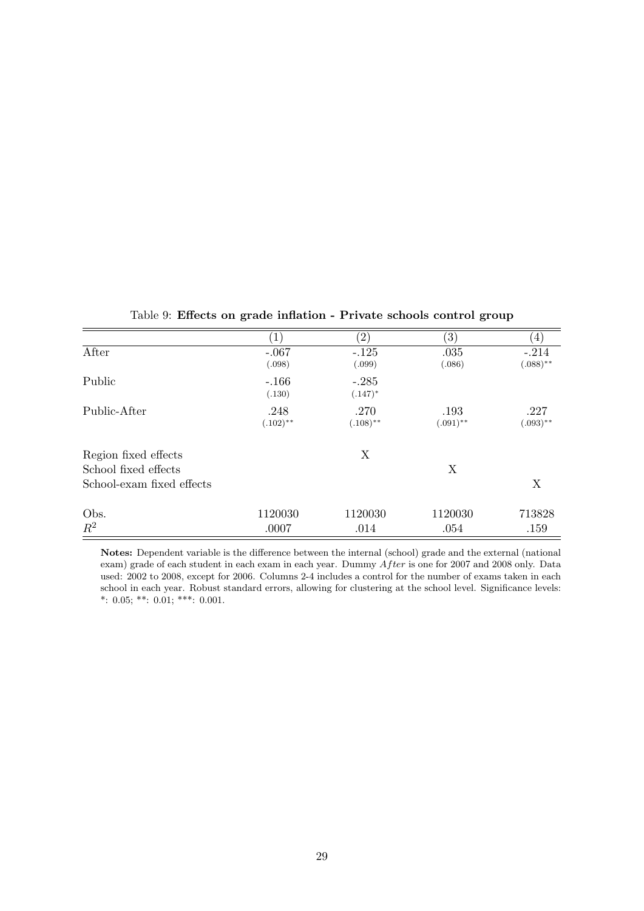Table 9: **Effects on grade inflation - Private schools control group**

| | (1) | (2) | (3) | (4) |
|---|---|---|---|---|
| After | -.067 | -.125 | .035 | -.214 |
| | (.098) | (.099) | (.086) | (.088)** |
| Public | -.166 | -.285 | | |
| | (.130) | (.147)* | | |
| Public-After | .248 | .270 | .193 | .227 |
| | (.102)** | (.108)** | (.091)** | (.093)** |
| Region fixed effects | | X | | |
| School fixed effects | | | X | |
| School-exam fixed effects | | | | X |
| Obs. | 1120030 | 1120030 | 1120030 | 713828 |
| $R^2$ | .0007 | .014 | .054 | .159 |

**Notes:** Dependent variable is the difference between the internal (school) grade and the external (national exam) grade of each student in each exam in each year. Dummy *After* is one for 2007 and 2008 only. Data used: 2002 to 2008, except for 2006. Columns 2-4 includes a control for the number of exams taken in each school in each year. Robust standard errors, allowing for clustering at the school level. Significance levels: *: 0.05; **: 0.01; ***: 0.001.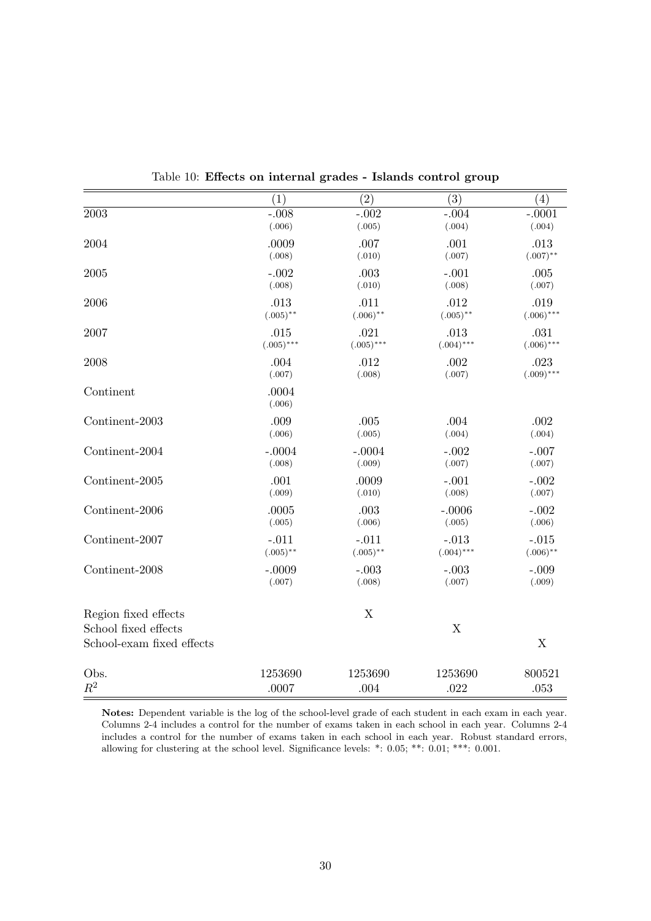Table 10: **Effects on internal grades - Islands control group**

| | (1) | (2) | (3) | (4) |
|---|---|---|---|---|
| 2003 | -.008 | -.002 | -.004 | -.0001 |
| | (.006) | (.005) | (.004) | (.004) |
| 2004 | .0009 | .007 | .001 | .013 |
| | (.008) | (.010) | (.007) | (.007)** |
| 2005 | -.002 | .003 | -.001 | .005 |
| | (.008) | (.010) | (.008) | (.007) |
| 2006 | .013 | .011 | .012 | .019 |
| | (.005)** | (.006)** | (.005)** | (.006)*** |
| 2007 | .015 | .021 | .013 | .031 |
| | (.005)*** | (.005)*** | (.004)*** | (.006)*** |
| 2008 | .004 | .012 | .002 | .023 |
| | (.007) | (.008) | (.007) | (.009)*** |
| Continent | .0004 | | | |
| | (.006) | | | |
| Continent-2003 | .009 | .005 | .004 | .002 |
| | (.006) | (.005) | (.004) | (.004) |
| Continent-2004 | -.0004 | -.0004 | -.002 | -.007 |
| | (.008) | (.009) | (.007) | (.007) |
| Continent-2005 | .001 | .0009 | -.001 | -.002 |
| | (.009) | (.010) | (.008) | (.007) |
| Continent-2006 | .0005 | .003 | -.0006 | -.002 |
| | (.005) | (.006) | (.005) | (.006) |
| Continent-2007 | -.011 | -.011 | -.013 | -.015 |
| | (.005)** | (.005)** | (.004)*** | (.006)** |
| Continent-2008 | -.0009 | -.003 | -.003 | -.009 |
| | (.007) | (.008) | (.007) | (.009) |
| Region fixed effects | | X | | |
| School fixed effects | | | X | |
| School-exam fixed effects | | | | X |
| Obs. | 1253690 | 1253690 | 1253690 | 800521 |
| $R^2$ | .0007 | .004 | .022 | .053 |

**Notes:** Dependent variable is the log of the school-level grade of each student in each exam in each year. Columns 2-4 includes a control for the number of exams taken in each school in each year. Columns 2-4 includes a control for the number of exams taken in each school in each year. Robust standard errors, allowing for clustering at the school level. Significance levels: *: 0.05; **: 0.01; ***: 0.001.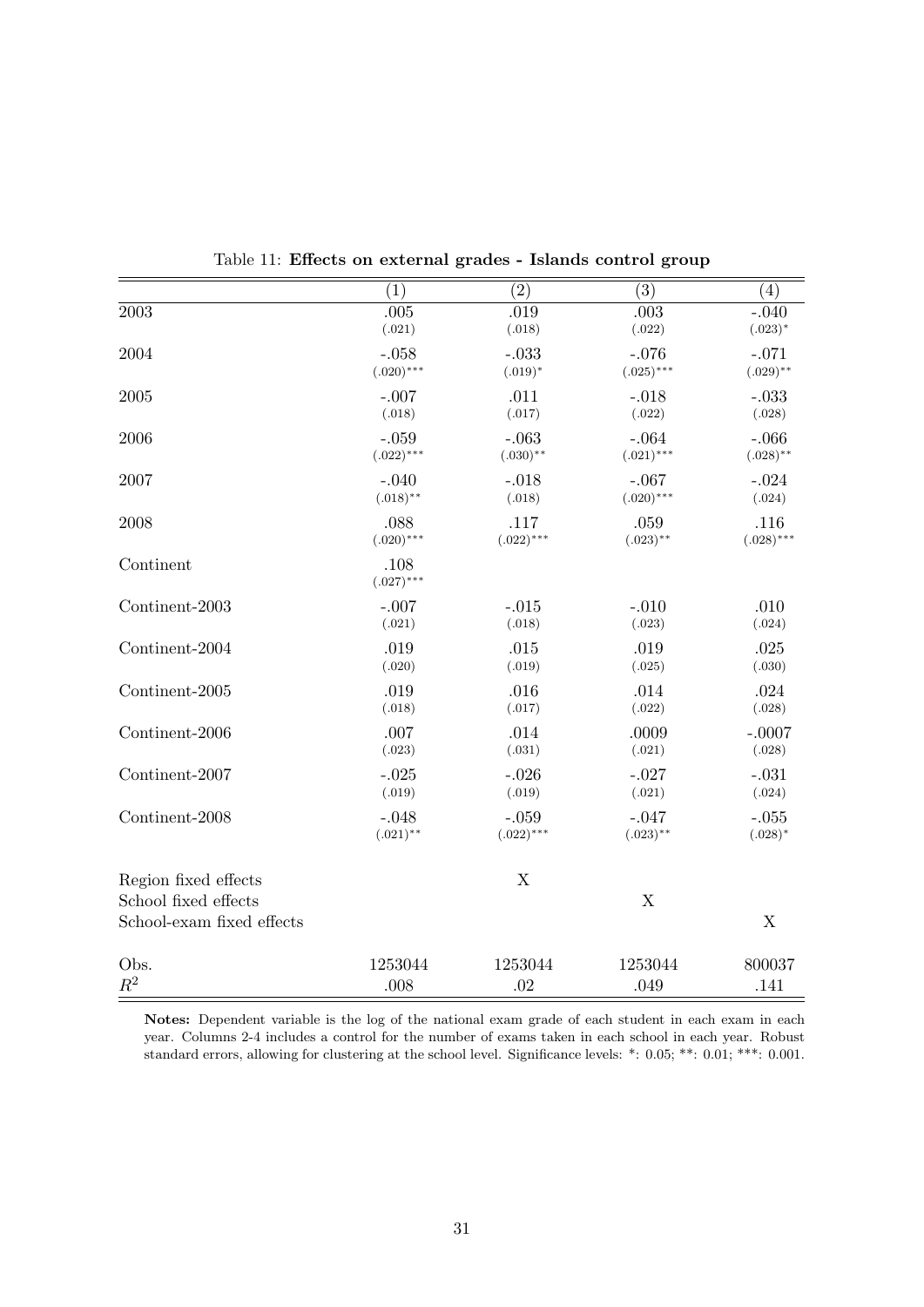Table 11: **Effects on external grades - Islands control group**

| | (1) | (2) | (3) | (4) |
|---|---|---|---|---|
| 2003 | .005 | .019 | .003 | -.040 |
| | (.021) | (.018) | (.022) | (.023)* |
| 2004 | -.058 | -.033 | -.076 | -.071 |
| | (.020)*** | (.019)* | (.025)*** | (.029)** |
| 2005 | -.007 | .011 | -.018 | -.033 |
| | (.018) | (.017) | (.022) | (.028) |
| 2006 | -.059 | -.063 | -.064 | -.066 |
| | (.022)*** | (.030)** | (.021)*** | (.028)** |
| 2007 | -.040 | -.018 | -.067 | -.024 |
| | (.018)** | (.018) | (.020)*** | (.024) |
| 2008 | .088 | .117 | .059 | .116 |
| | (.020)*** | (.022)*** | (.023)** | (.028)*** |
| Continent | .108 | | | |
| | (.027)*** | | | |
| Continent-2003 | -.007 | -.015 | -.010 | .010 |
| | (.021) | (.018) | (.023) | (.024) |
| Continent-2004 | .019 | .015 | .019 | .025 |
| | (.020) | (.019) | (.025) | (.030) |
| Continent-2005 | .019 | .016 | .014 | .024 |
| | (.018) | (.017) | (.022) | (.028) |
| Continent-2006 | .007 | .014 | .0009 | -.0007 |
| | (.023) | (.031) | (.021) | (.028) |
| Continent-2007 | -.025 | -.026 | -.027 | -.031 |
| | (.019) | (.019) | (.021) | (.024) |
| Continent-2008 | -.048 | -.059 | -.047 | -.055 |
| | (.021)** | (.022)*** | (.023)** | (.028)* |
| Region fixed effects | | X | | |
| School fixed effects | | | X | |
| School-exam fixed effects | | | | X |
| Obs. | 1253044 | 1253044 | 1253044 | 800037 |
| $R^2$ | .008 | .02 | .049 | .141 |

**Notes:** Dependent variable is the log of the national exam grade of each student in each exam in each year. Columns 2-4 includes a control for the number of exams taken in each school in each year. Robust standard errors, allowing for clustering at the school level. Significance levels: *: 0.05; **: 0.01; ***: 0.001.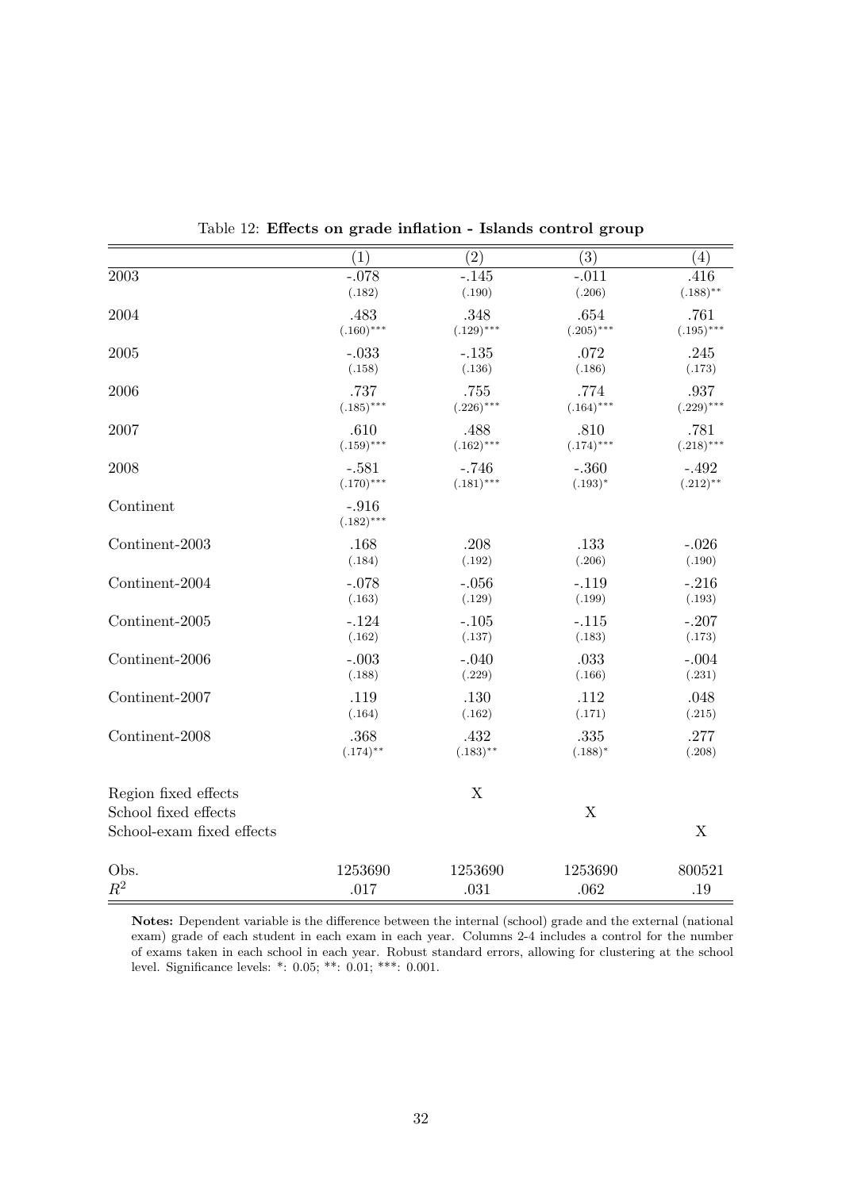Table 12: **Effects on grade inflation - Islands control group**

| | (1) | (2) | (3) | (4) |
|---|---|---|---|---|
| 2003 | -.078 | -.145 | -.011 | .416 |
| | (.182) | (.190) | (.206) | (.188)** |
| 2004 | .483 | .348 | .654 | .761 |
| | (.160)*** | (.129)*** | (.205)*** | (.195)*** |
| 2005 | -.033 | -.135 | .072 | .245 |
| | (.158) | (.136) | (.186) | (.173) |
| 2006 | .737 | .755 | .774 | .937 |
| | (.185)*** | (.226)*** | (.164)*** | (.229)*** |
| 2007 | .610 | .488 | .810 | .781 |
| | (.159)*** | (.162)*** | (.174)*** | (.218)*** |
| 2008 | -.581 | -.746 | -.360 | -.492 |
| | (.170)*** | (.181)*** | (.193)* | (.212)** |
| Continent | -.916 | | | |
| | (.182)*** | | | |
| Continent-2003 | .168 | .208 | .133 | -.026 |
| | (.184) | (.192) | (.206) | (.190) |
| Continent-2004 | -.078 | -.056 | -.119 | -.216 |
| | (.163) | (.129) | (.199) | (.193) |
| Continent-2005 | -.124 | -.105 | -.115 | -.207 |
| | (.162) | (.137) | (.183) | (.173) |
| Continent-2006 | -.003 | -.040 | .033 | -.004 |
| | (.188) | (.229) | (.166) | (.231) |
| Continent-2007 | .119 | .130 | .112 | .048 |
| | (.164) | (.162) | (.171) | (.215) |
| Continent-2008 | .368 | .432 | .335 | .277 |
| | (.174)** | (.183)** | (.188)* | (.208) |
| Region fixed effects | | X | | |
| School fixed effects | | | X | |
| School-exam fixed effects | | | | X |
| Obs. | 1253690 | 1253690 | 1253690 | 800521 |
| $R^2$ | .017 | .031 | .062 | .19 |

**Notes:** Dependent variable is the difference between the internal (school) grade and the external (national exam) grade of each student in each exam in each year. Columns 2-4 includes a control for the number of exams taken in each school in each year. Robust standard errors, allowing for clustering at the school level. Significance levels: *: 0.05; **: 0.01; ***: 0.001.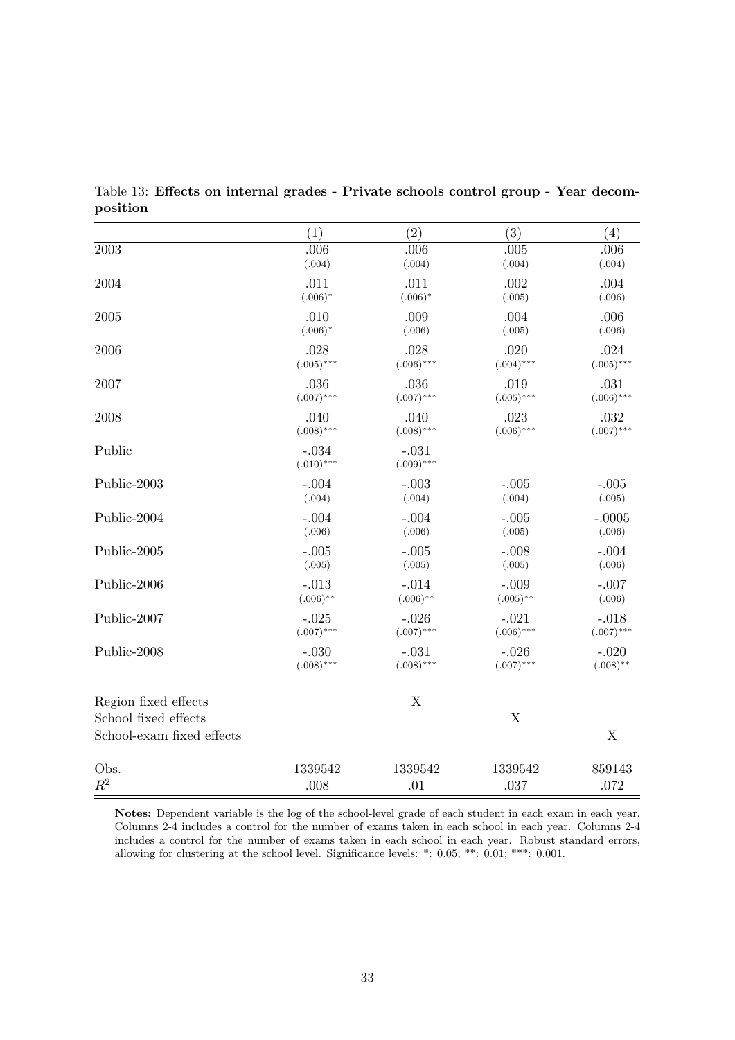Table 13: **Effects on internal grades - Private schools control group - Year decomposition**

| | (1) | (2) | (3) | (4) |
|---|---|---|---|---|
| 2003 | .006 | .006 | .005 | .006 |
| | (.004) | (.004) | (.004) | (.004) |
| 2004 | .011 | .011 | .002 | .004 |
| | (.006)* | (.006)* | (.005) | (.006) |
| 2005 | .010 | .009 | .004 | .006 |
| | (.006)* | (.006) | (.005) | (.006) |
| 2006 | .028 | .028 | .020 | .024 |
| | (.005)*** | (.006)*** | (.004)*** | (.005)*** |
| 2007 | .036 | .036 | .019 | .031 |
| | (.007)*** | (.007)*** | (.005)*** | (.006)*** |
| 2008 | .040 | .040 | .023 | .032 |
| | (.008)*** | (.008)*** | (.006)*** | (.007)*** |
| Public | -.034 | -.031 | | |
| | (.010)*** | (.009)*** | | |
| Public-2003 | -.004 | -.003 | -.005 | -.005 |
| | (.004) | (.004) | (.004) | (.005) |
| Public-2004 | -.004 | -.004 | -.005 | -.0005 |
| | (.006) | (.006) | (.005) | (.006) |
| Public-2005 | -.005 | -.005 | -.008 | -.004 |
| | (.005) | (.005) | (.005) | (.006) |
| Public-2006 | -.013 | -.014 | -.009 | -.007 |
| | (.006)** | (.006)** | (.005)** | (.006) |
| Public-2007 | -.025 | -.026 | -.021 | -.018 |
| | (.007)*** | (.007)*** | (.006)*** | (.007)*** |
| Public-2008 | -.030 | -.031 | -.026 | -.020 |
| | (.008)*** | (.008)*** | (.007)*** | (.008)** |
| Region fixed effects | | X | | |
| School fixed effects | | | X | |
| School-exam fixed effects | | | | X |
| Obs. | 1339542 | 1339542 | 1339542 | 859143 |
| $R^2$ | .008 | .01 | .037 | .072 |

**Notes:** Dependent variable is the log of the school-level grade of each student in each exam in each year. Columns 2-4 includes a control for the number of exams taken in each school in each year. Columns 2-4 includes a control for the number of exams taken in each school in each year. Robust standard errors, allowing for clustering at the school level. Significance levels: *: 0.05; **: 0.01; ***: 0.001.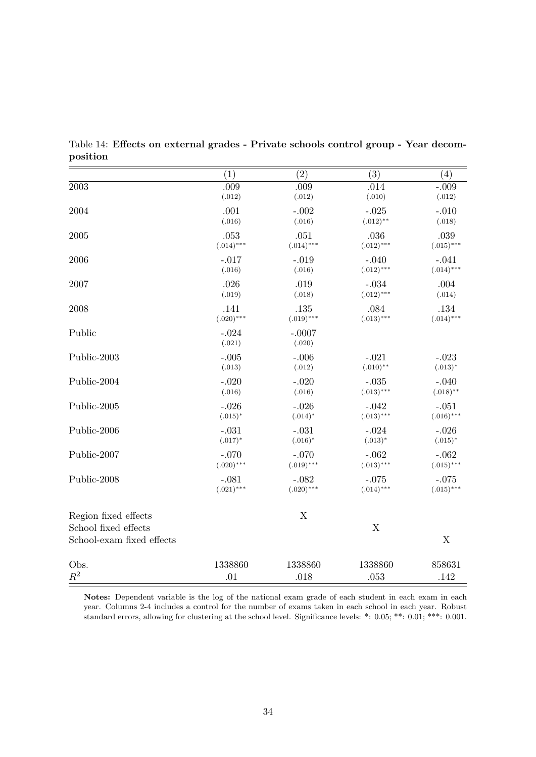Table 14: **Effects on external grades - Private schools control group - Year decomposition**

| | (1) | (2) | (3) | (4) |
|---|---|---|---|---|
| 2003 | .009 (.012) | .009 (.012) | .014 (.010) | -.009 (.012) |
| 2004 | .001 (.016) | -.002 (.016) | -.025 (.012)** | -.010 (.018) |
| 2005 | .053 (.014)*** | .051 (.014)*** | .036 (.012)*** | .039 (.015)*** |
| 2006 | -.017 (.016) | -.019 (.016) | -.040 (.012)*** | -.041 (.014)*** |
| 2007 | .026 (.019) | .019 (.018) | -.034 (.012)*** | .004 (.014) |
| 2008 | .141 (.020)*** | .135 (.019)*** | .084 (.013)*** | .134 (.014)*** |
| Public | -.024 (.021) | -.0007 (.020) | | |
| Public-2003 | -.005 (.013) | -.006 (.012) | -.021 (.010)** | -.023 (.013)* |
| Public-2004 | -.020 (.016) | -.020 (.016) | -.035 (.013)*** | -.040 (.018)** |
| Public-2005 | -.026 (.015)* | -.026 (.014)* | -.042 (.013)*** | -.051 (.016)*** |
| Public-2006 | -.031 (.017)* | -.031 (.016)* | -.024 (.013)* | -.026 (.015)* |
| Public-2007 | -.070 (.020)*** | -.070 (.019)*** | -.062 (.013)*** | -.062 (.015)*** |
| Public-2008 | -.081 (.021)*** | -.082 (.020)*** | -.075 (.014)*** | -.075 (.015)*** |
| Region fixed effects | | X | | |
| School fixed effects | | | X | |
| School-exam fixed effects | | | | X |
| Obs. | 1338860 | 1338860 | 1338860 | 858631 |
| $R^2$ | .01 | .018 | .053 | .142 |

**Notes:** Dependent variable is the log of the national exam grade of each student in each exam in each year. Columns 2-4 includes a control for the number of exams taken in each school in each year. Robust standard errors, allowing for clustering at the school level. Significance levels: *: 0.05; **: 0.01; ***: 0.001.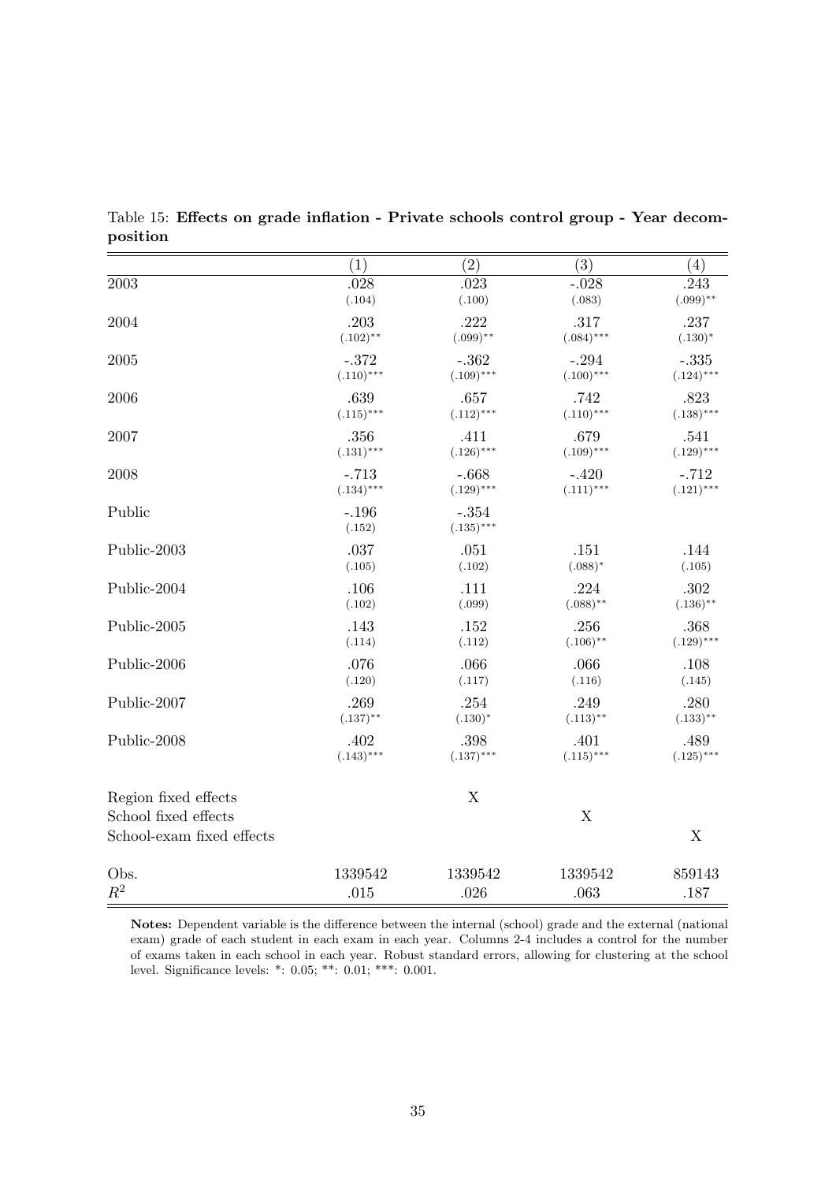Table 15: **Effects on grade inflation - Private schools control group - Year decomposition**

| | (1) | (2) | (3) | (4) |
|---|---|---|---|---|
| 2003 | .028 | .023 | -.028 | .243 |
| | (.104) | (.100) | (.083) | (.099)** |
| 2004 | .203 | .222 | .317 | .237 |
| | (.102)** | (.099)** | (.084)*** | (.130)* |
| 2005 | -.372 | -.362 | -.294 | -.335 |
| | (.110)*** | (.109)*** | (.100)*** | (.124)*** |
| 2006 | .639 | .657 | .742 | .823 |
| | (.115)*** | (.112)*** | (.110)*** | (.138)*** |
| 2007 | .356 | .411 | .679 | .541 |
| | (.131)*** | (.126)*** | (.109)*** | (.129)*** |
| 2008 | -.713 | -.668 | -.420 | -.712 |
| | (.134)*** | (.129)*** | (.111)*** | (.121)*** |
| Public | -.196 | -.354 | | |
| | (.152) | (.135)*** | | |
| Public-2003 | .037 | .051 | .151 | .144 |
| | (.105) | (.102) | (.088)* | (.105) |
| Public-2004 | .106 | .111 | .224 | .302 |
| | (.102) | (.099) | (.088)** | (.136)** |
| Public-2005 | .143 | .152 | .256 | .368 |
| | (.114) | (.112) | (.106)** | (.129)*** |
| Public-2006 | .076 | .066 | .066 | .108 |
| | (.120) | (.117) | (.116) | (.145) |
| Public-2007 | .269 | .254 | .249 | .280 |
| | (.137)** | (.130)* | (.113)** | (.133)** |
| Public-2008 | .402 | .398 | .401 | .489 |
| | (.143)*** | (.137)*** | (.115)*** | (.125)*** |
| Region fixed effects | | X | | |
| School fixed effects | | | X | |
| School-exam fixed effects | | | | X |
| Obs. | 1339542 | 1339542 | 1339542 | 859143 |
| $R^2$ | .015 | .026 | .063 | .187 |

**Notes:** Dependent variable is the difference between the internal (school) grade and the external (national exam) grade of each student in each exam in each year. Columns 2-4 includes a control for the number of exams taken in each school in each year. Robust standard errors, allowing for clustering at the school level. Significance levels: *: 0.05; **: 0.01; ***: 0.001.